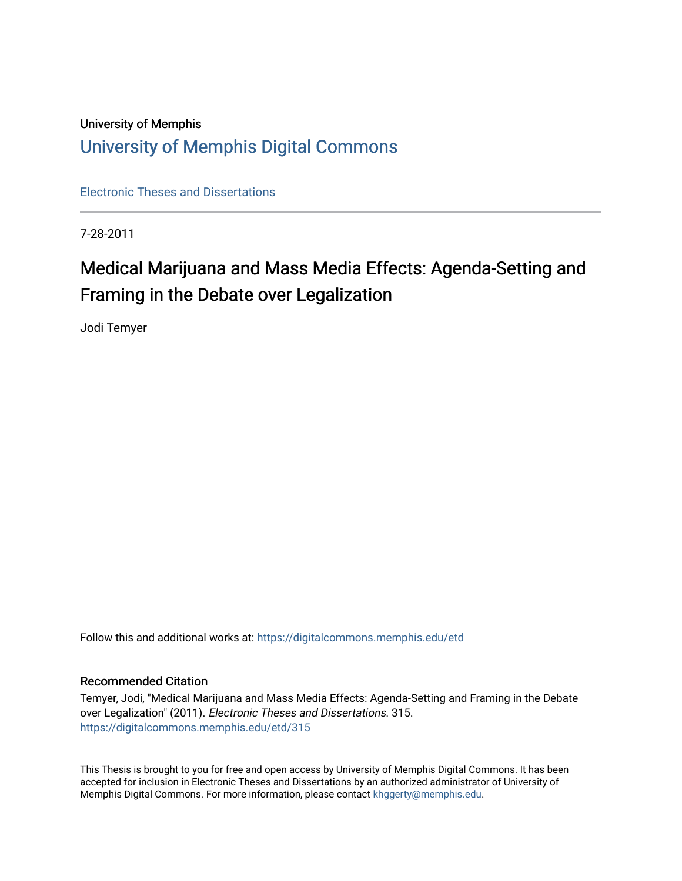University of Memphis

# University of Memphis Digital Commons

Electronic Theses and Dissertations

7-28-2011

## Medical Marijuana and Mass Media Effects: Agenda-Setting and Framing in the Debate over Legalization

Jodi Temyer

Follow this and additional works at: https://digitalcommons.memphis.edu/etd

### Recommended Citation

Temyer, Jodi, "Medical Marijuana and Mass Media Effects: Agenda-Setting and Framing in the Debate over Legalization" (2011). *Electronic Theses and Dissertations.* 315.
https://digitalcommons.memphis.edu/etd/315

This Thesis is brought to you for free and open access by University of Memphis Digital Commons. It has been accepted for inclusion in Electronic Theses and Dissertations by an authorized administrator of University of Memphis Digital Commons. For more information, please contact khggerty@memphis.edu.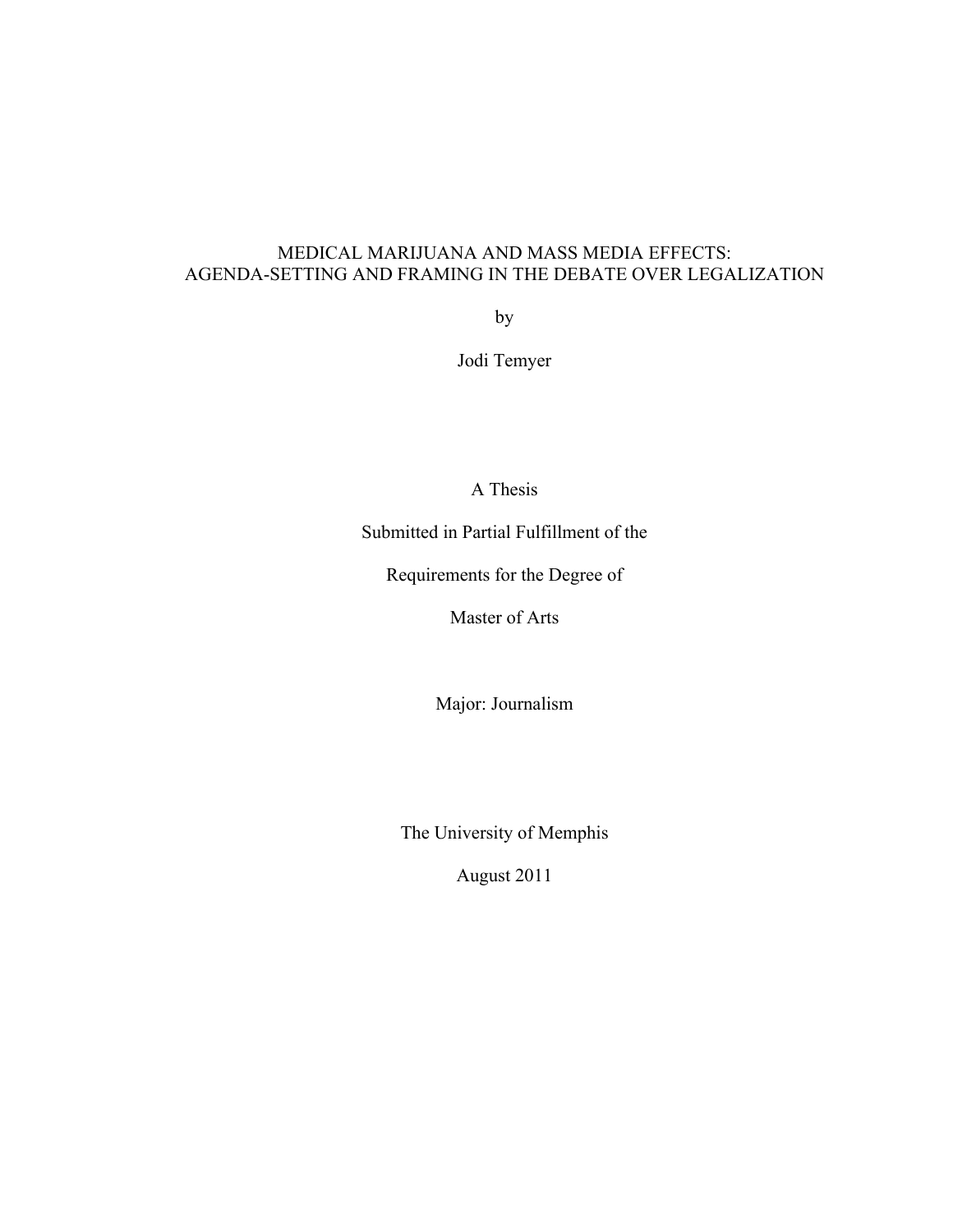# MEDICAL MARIJUANA AND MASS MEDIA EFFECTS: AGENDA-SETTING AND FRAMING IN THE DEBATE OVER LEGALIZATION

by

Jodi Temyer

A Thesis

Submitted in Partial Fulfillment of the

Requirements for the Degree of

Master of Arts

Major: Journalism

The University of Memphis

August 2011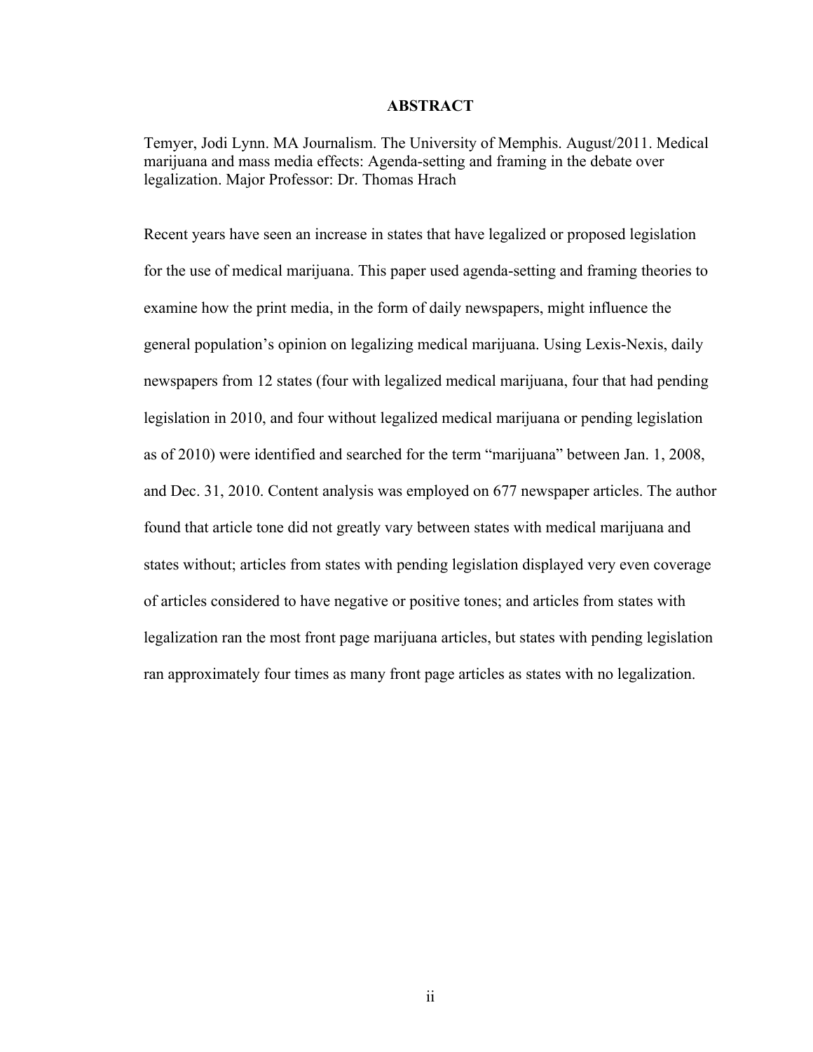# ABSTRACT

Temyer, Jodi Lynn. MA Journalism. The University of Memphis. August/2011. Medical marijuana and mass media effects: Agenda-setting and framing in the debate over legalization. Major Professor: Dr. Thomas Hrach

Recent years have seen an increase in states that have legalized or proposed legislation for the use of medical marijuana. This paper used agenda-setting and framing theories to examine how the print media, in the form of daily newspapers, might influence the general population's opinion on legalizing medical marijuana. Using Lexis-Nexis, daily newspapers from 12 states (four with legalized medical marijuana, four that had pending legislation in 2010, and four without legalized medical marijuana or pending legislation as of 2010) were identified and searched for the term "marijuana" between Jan. 1, 2008, and Dec. 31, 2010. Content analysis was employed on 677 newspaper articles. The author found that article tone did not greatly vary between states with medical marijuana and states without; articles from states with pending legislation displayed very even coverage of articles considered to have negative or positive tones; and articles from states with legalization ran the most front page marijuana articles, but states with pending legislation ran approximately four times as many front page articles as states with no legalization.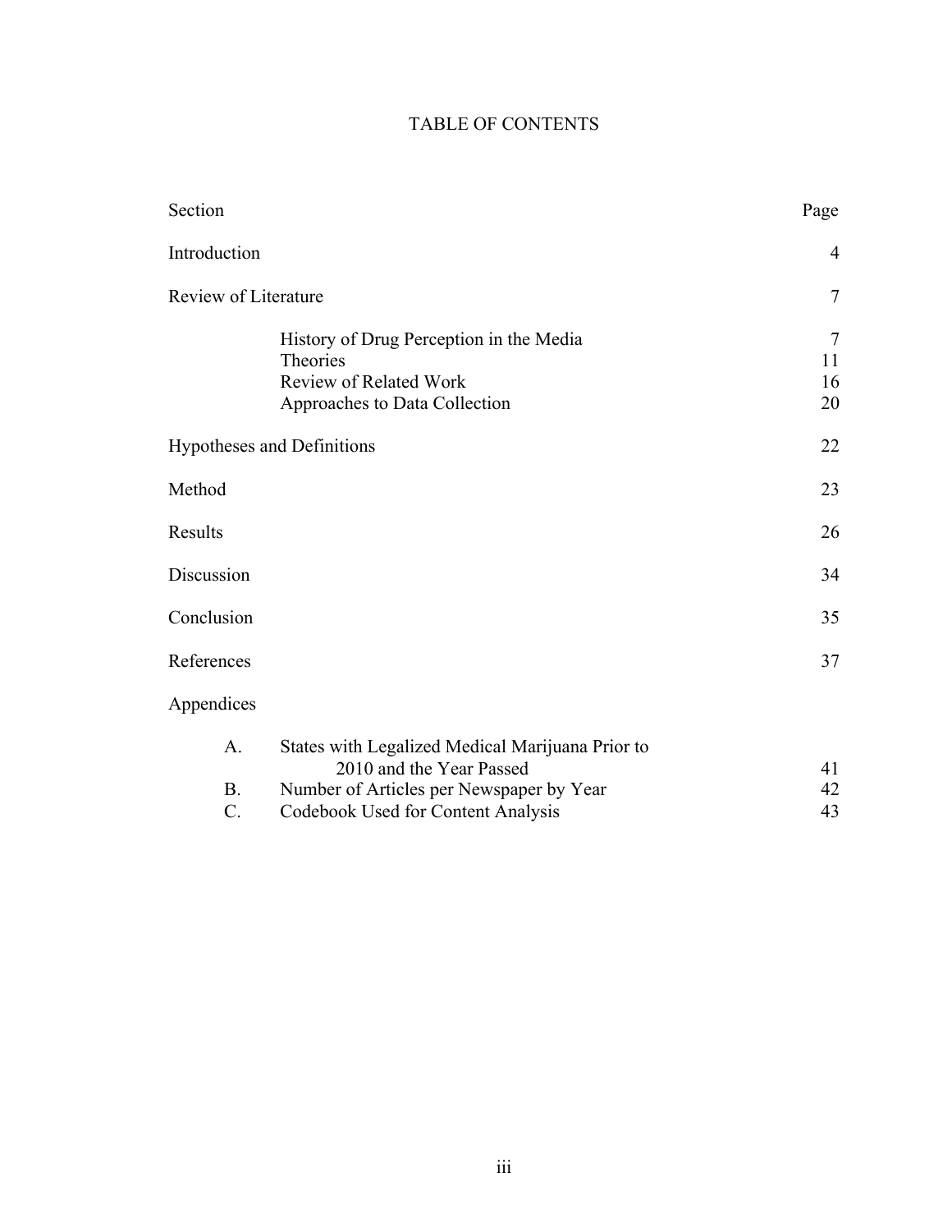# TABLE OF CONTENTS

| Section | Page |
|---|---|
| Introduction | 4 |
| Review of Literature | 7 |
| History of Drug Perception in the Media | 7 |
| Theories | 11 |
| Review of Related Work | 16 |
| Approaches to Data Collection | 20 |
| Hypotheses and Definitions | 22 |
| Method | 23 |
| Results | 26 |
| Discussion | 34 |
| Conclusion | 35 |
| References | 37 |
| Appendices | |
| A. States with Legalized Medical Marijuana Prior to 2010 and the Year Passed | 41 |
| B. Number of Articles per Newspaper by Year | 42 |
| C. Codebook Used for Content Analysis | 43 |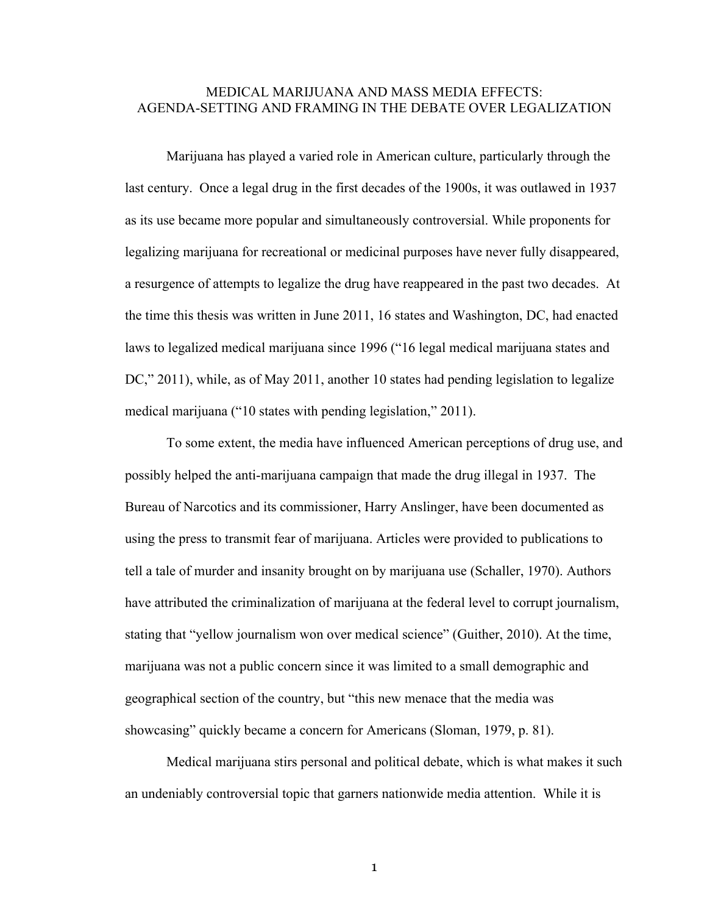# MEDICAL MARIJUANA AND MASS MEDIA EFFECTS: AGENDA-SETTING AND FRAMING IN THE DEBATE OVER LEGALIZATION

Marijuana has played a varied role in American culture, particularly through the last century. Once a legal drug in the first decades of the 1900s, it was outlawed in 1937 as its use became more popular and simultaneously controversial. While proponents for legalizing marijuana for recreational or medicinal purposes have never fully disappeared, a resurgence of attempts to legalize the drug have reappeared in the past two decades. At the time this thesis was written in June 2011, 16 states and Washington, DC, had enacted laws to legalized medical marijuana since 1996 ("16 legal medical marijuana states and DC," 2011), while, as of May 2011, another 10 states had pending legislation to legalize medical marijuana ("10 states with pending legislation," 2011).

To some extent, the media have influenced American perceptions of drug use, and possibly helped the anti-marijuana campaign that made the drug illegal in 1937. The Bureau of Narcotics and its commissioner, Harry Anslinger, have been documented as using the press to transmit fear of marijuana. Articles were provided to publications to tell a tale of murder and insanity brought on by marijuana use (Schaller, 1970). Authors have attributed the criminalization of marijuana at the federal level to corrupt journalism, stating that "yellow journalism won over medical science" (Guither, 2010). At the time, marijuana was not a public concern since it was limited to a small demographic and geographical section of the country, but "this new menace that the media was showcasing" quickly became a concern for Americans (Sloman, 1979, p. 81).

Medical marijuana stirs personal and political debate, which is what makes it such an undeniably controversial topic that garners nationwide media attention. While it is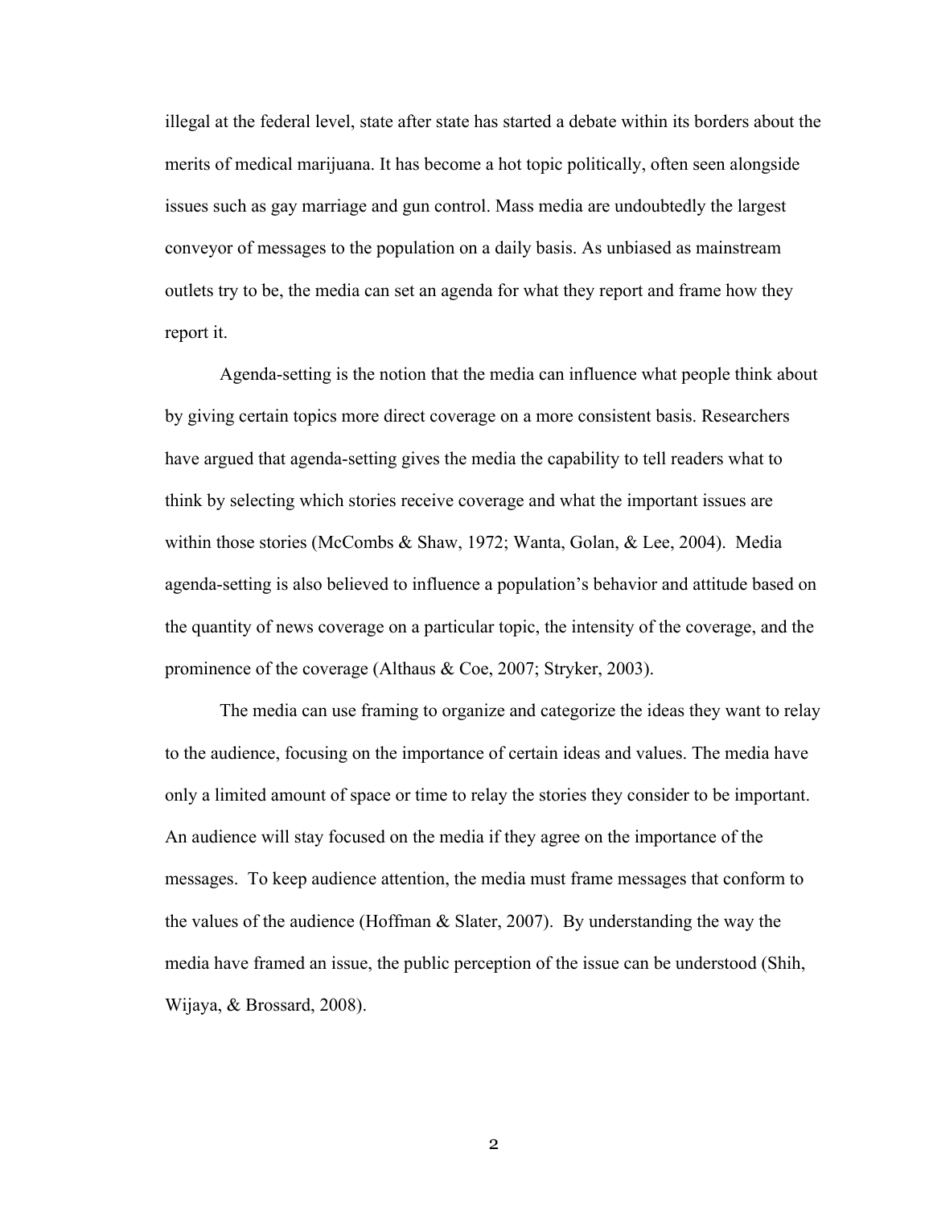illegal at the federal level, state after state has started a debate within its borders about the merits of medical marijuana. It has become a hot topic politically, often seen alongside issues such as gay marriage and gun control. Mass media are undoubtedly the largest conveyor of messages to the population on a daily basis. As unbiased as mainstream outlets try to be, the media can set an agenda for what they report and frame how they report it.

Agenda-setting is the notion that the media can influence what people think about by giving certain topics more direct coverage on a more consistent basis. Researchers have argued that agenda-setting gives the media the capability to tell readers what to think by selecting which stories receive coverage and what the important issues are within those stories (McCombs & Shaw, 1972; Wanta, Golan, & Lee, 2004). Media agenda-setting is also believed to influence a population's behavior and attitude based on the quantity of news coverage on a particular topic, the intensity of the coverage, and the prominence of the coverage (Althaus & Coe, 2007; Stryker, 2003).

The media can use framing to organize and categorize the ideas they want to relay to the audience, focusing on the importance of certain ideas and values. The media have only a limited amount of space or time to relay the stories they consider to be important. An audience will stay focused on the media if they agree on the importance of the messages. To keep audience attention, the media must frame messages that conform to the values of the audience (Hoffman & Slater, 2007). By understanding the way the media have framed an issue, the public perception of the issue can be understood (Shih, Wijaya, & Brossard, 2008).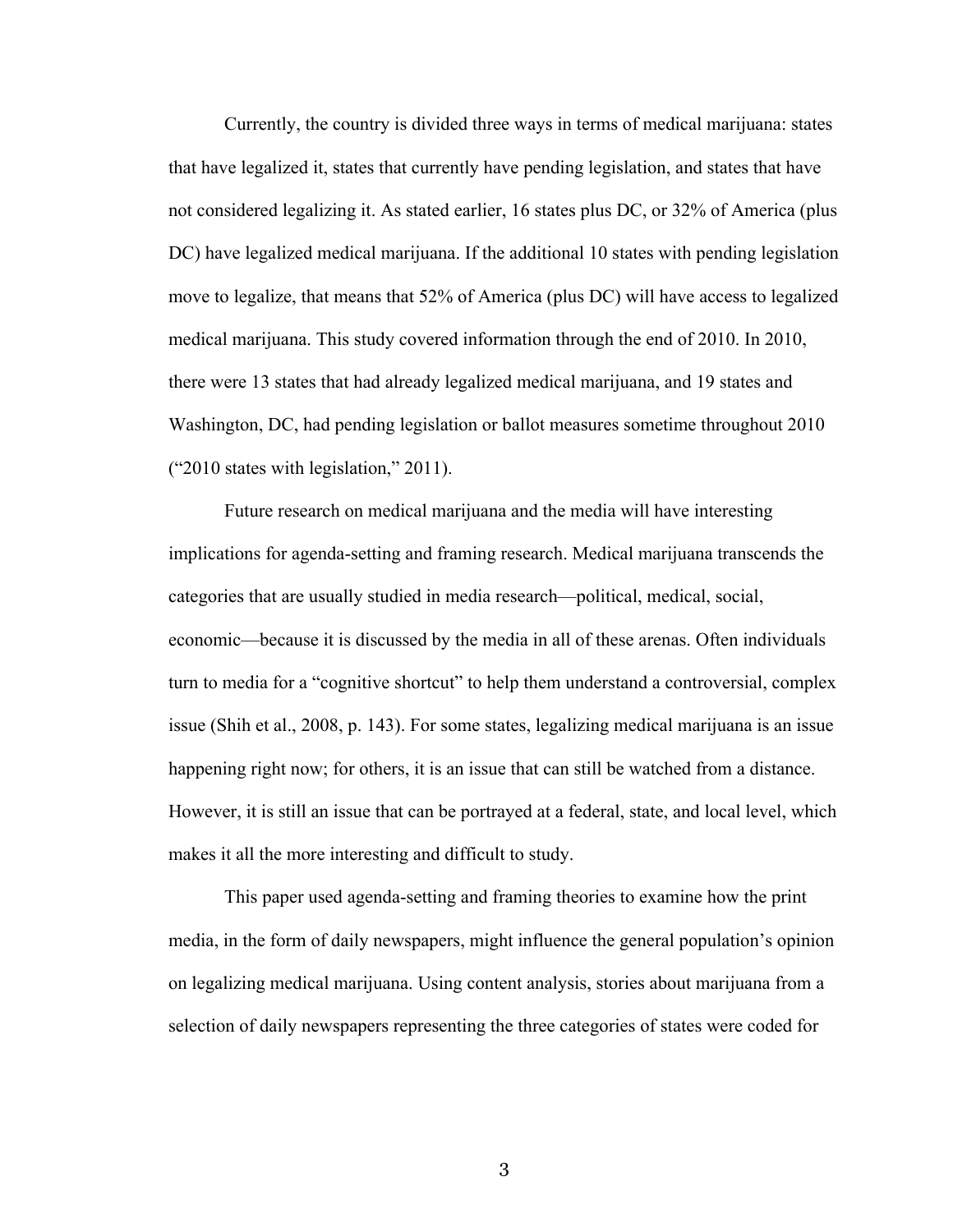Currently, the country is divided three ways in terms of medical marijuana: states that have legalized it, states that currently have pending legislation, and states that have not considered legalizing it. As stated earlier, 16 states plus DC, or 32% of America (plus DC) have legalized medical marijuana. If the additional 10 states with pending legislation move to legalize, that means that 52% of America (plus DC) will have access to legalized medical marijuana. This study covered information through the end of 2010. In 2010, there were 13 states that had already legalized medical marijuana, and 19 states and Washington, DC, had pending legislation or ballot measures sometime throughout 2010 ("2010 states with legislation," 2011).

Future research on medical marijuana and the media will have interesting implications for agenda-setting and framing research. Medical marijuana transcends the categories that are usually studied in media research—political, medical, social, economic—because it is discussed by the media in all of these arenas. Often individuals turn to media for a "cognitive shortcut" to help them understand a controversial, complex issue (Shih et al., 2008, p. 143). For some states, legalizing medical marijuana is an issue happening right now; for others, it is an issue that can still be watched from a distance. However, it is still an issue that can be portrayed at a federal, state, and local level, which makes it all the more interesting and difficult to study.

This paper used agenda-setting and framing theories to examine how the print media, in the form of daily newspapers, might influence the general population's opinion on legalizing medical marijuana. Using content analysis, stories about marijuana from a selection of daily newspapers representing the three categories of states were coded for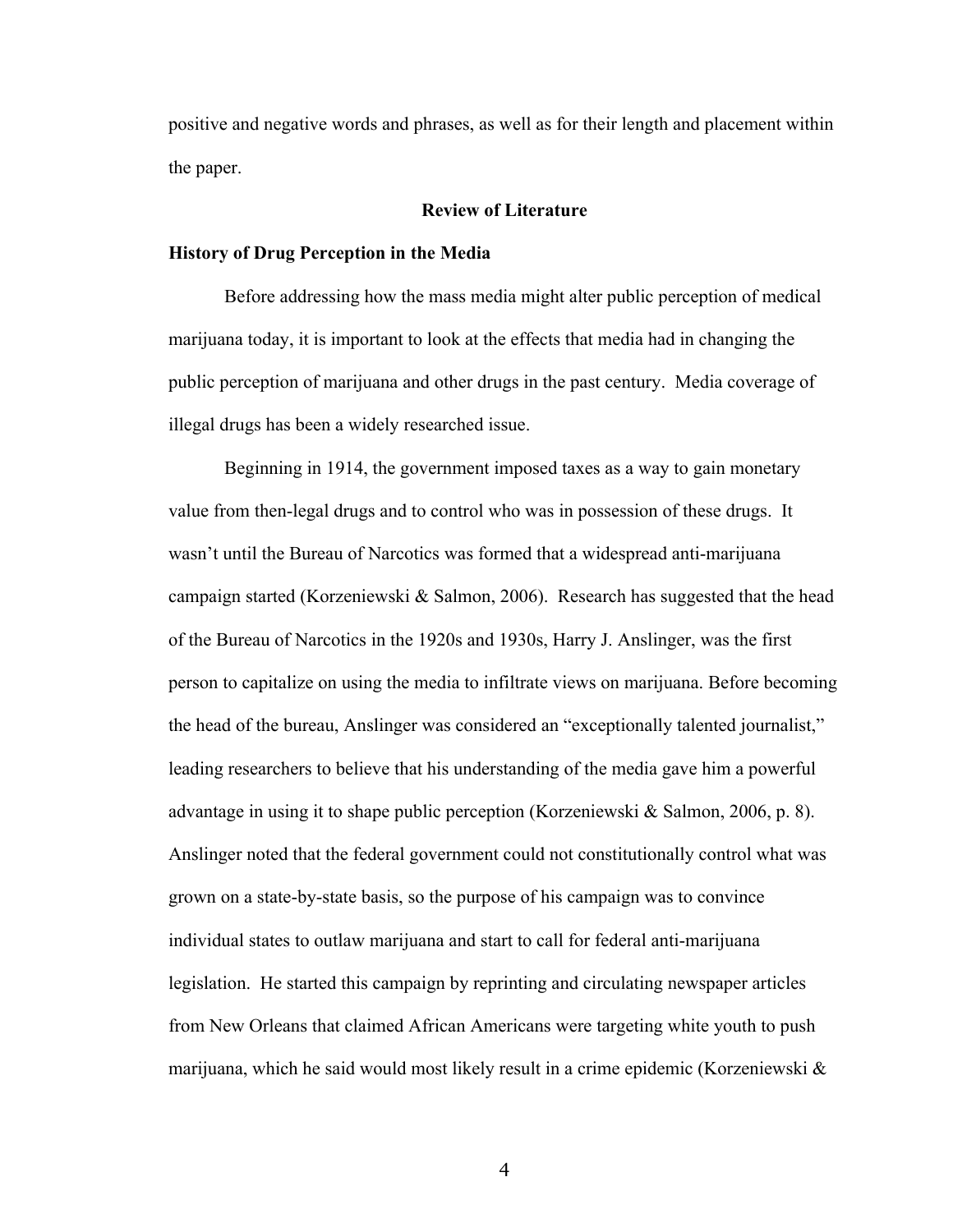positive and negative words and phrases, as well as for their length and placement within the paper.

## Review of Literature

### History of Drug Perception in the Media

Before addressing how the mass media might alter public perception of medical marijuana today, it is important to look at the effects that media had in changing the public perception of marijuana and other drugs in the past century. Media coverage of illegal drugs has been a widely researched issue.

Beginning in 1914, the government imposed taxes as a way to gain monetary value from then-legal drugs and to control who was in possession of these drugs. It wasn't until the Bureau of Narcotics was formed that a widespread anti-marijuana campaign started (Korzeniewski & Salmon, 2006). Research has suggested that the head of the Bureau of Narcotics in the 1920s and 1930s, Harry J. Anslinger, was the first person to capitalize on using the media to infiltrate views on marijuana. Before becoming the head of the bureau, Anslinger was considered an "exceptionally talented journalist," leading researchers to believe that his understanding of the media gave him a powerful advantage in using it to shape public perception (Korzeniewski & Salmon, 2006, p. 8). Anslinger noted that the federal government could not constitutionally control what was grown on a state-by-state basis, so the purpose of his campaign was to convince individual states to outlaw marijuana and start to call for federal anti-marijuana legislation. He started this campaign by reprinting and circulating newspaper articles from New Orleans that claimed African Americans were targeting white youth to push marijuana, which he said would most likely result in a crime epidemic (Korzeniewski &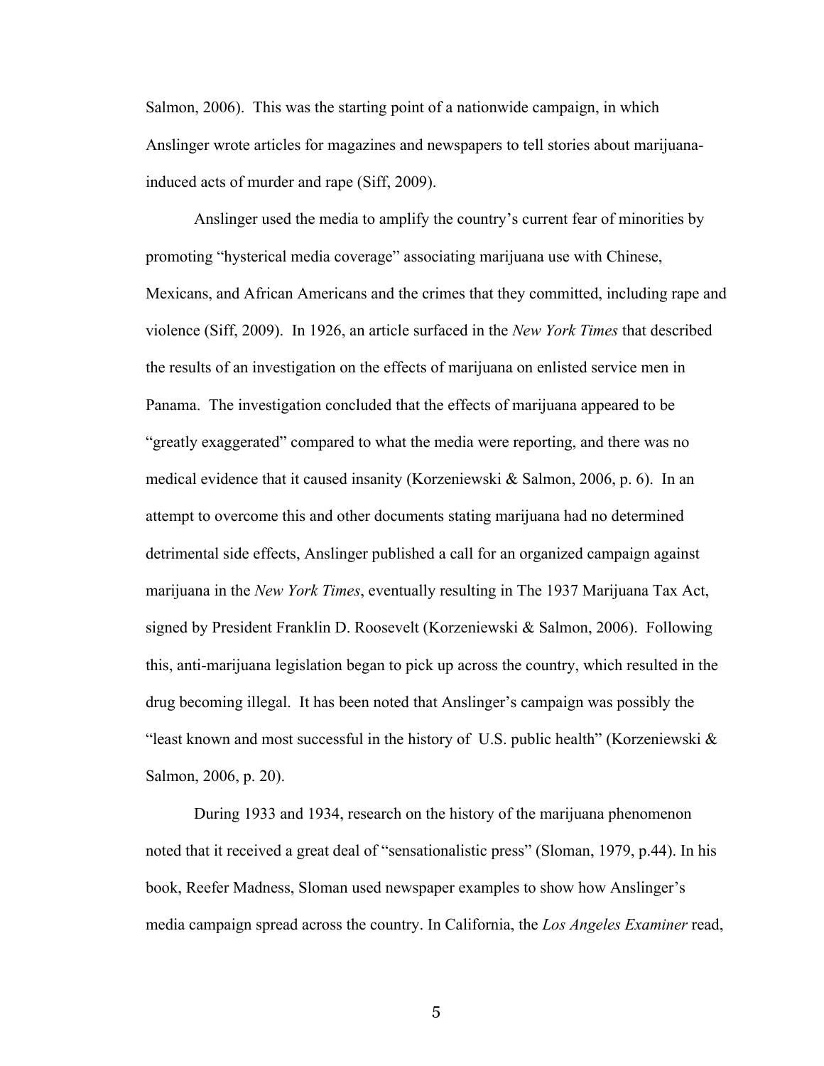Salmon, 2006). This was the starting point of a nationwide campaign, in which Anslinger wrote articles for magazines and newspapers to tell stories about marijuana-induced acts of murder and rape (Siff, 2009).

Anslinger used the media to amplify the country's current fear of minorities by promoting "hysterical media coverage" associating marijuana use with Chinese, Mexicans, and African Americans and the crimes that they committed, including rape and violence (Siff, 2009). In 1926, an article surfaced in the *New York Times* that described the results of an investigation on the effects of marijuana on enlisted service men in Panama. The investigation concluded that the effects of marijuana appeared to be "greatly exaggerated" compared to what the media were reporting, and there was no medical evidence that it caused insanity (Korzeniewski & Salmon, 2006, p. 6). In an attempt to overcome this and other documents stating marijuana had no determined detrimental side effects, Anslinger published a call for an organized campaign against marijuana in the *New York Times*, eventually resulting in The 1937 Marijuana Tax Act, signed by President Franklin D. Roosevelt (Korzeniewski & Salmon, 2006). Following this, anti-marijuana legislation began to pick up across the country, which resulted in the drug becoming illegal. It has been noted that Anslinger's campaign was possibly the "least known and most successful in the history of U.S. public health" (Korzeniewski & Salmon, 2006, p. 20).

During 1933 and 1934, research on the history of the marijuana phenomenon noted that it received a great deal of "sensationalistic press" (Sloman, 1979, p.44). In his book, Reefer Madness, Sloman used newspaper examples to show how Anslinger's media campaign spread across the country. In California, the *Los Angeles Examiner* read,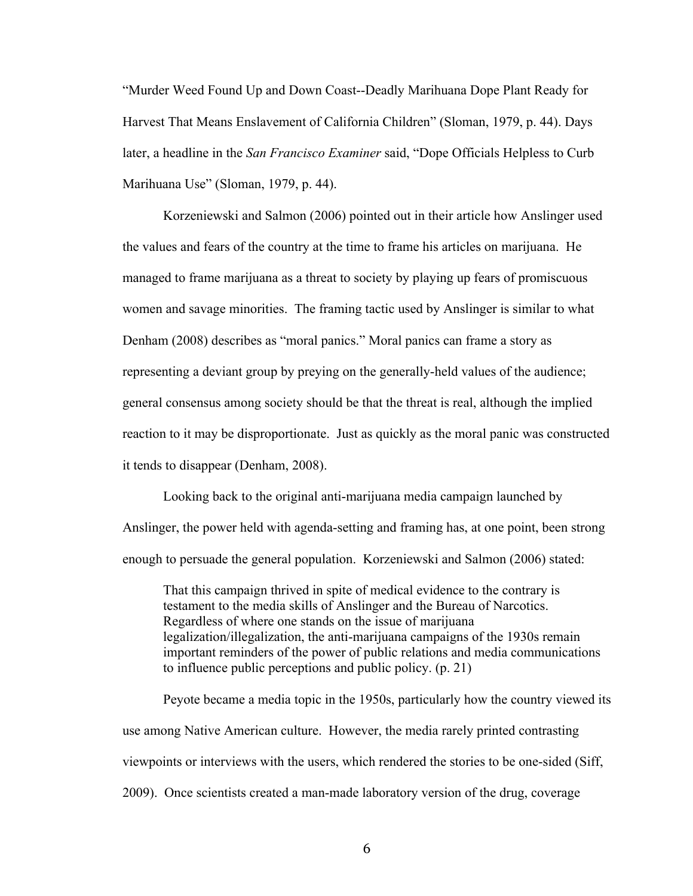"Murder Weed Found Up and Down Coast--Deadly Marihuana Dope Plant Ready for Harvest That Means Enslavement of California Children" (Sloman, 1979, p. 44). Days later, a headline in the *San Francisco Examiner* said, "Dope Officials Helpless to Curb Marihuana Use" (Sloman, 1979, p. 44).

Korzeniewski and Salmon (2006) pointed out in their article how Anslinger used the values and fears of the country at the time to frame his articles on marijuana. He managed to frame marijuana as a threat to society by playing up fears of promiscuous women and savage minorities. The framing tactic used by Anslinger is similar to what Denham (2008) describes as "moral panics." Moral panics can frame a story as representing a deviant group by preying on the generally-held values of the audience; general consensus among society should be that the threat is real, although the implied reaction to it may be disproportionate. Just as quickly as the moral panic was constructed it tends to disappear (Denham, 2008).

Looking back to the original anti-marijuana media campaign launched by Anslinger, the power held with agenda-setting and framing has, at one point, been strong enough to persuade the general population. Korzeniewski and Salmon (2006) stated:

> That this campaign thrived in spite of medical evidence to the contrary is testament to the media skills of Anslinger and the Bureau of Narcotics. Regardless of where one stands on the issue of marijuana legalization/illegalization, the anti-marijuana campaigns of the 1930s remain important reminders of the power of public relations and media communications to influence public perceptions and public policy. (p. 21)

Peyote became a media topic in the 1950s, particularly how the country viewed its use among Native American culture. However, the media rarely printed contrasting viewpoints or interviews with the users, which rendered the stories to be one-sided (Siff, 2009). Once scientists created a man-made laboratory version of the drug, coverage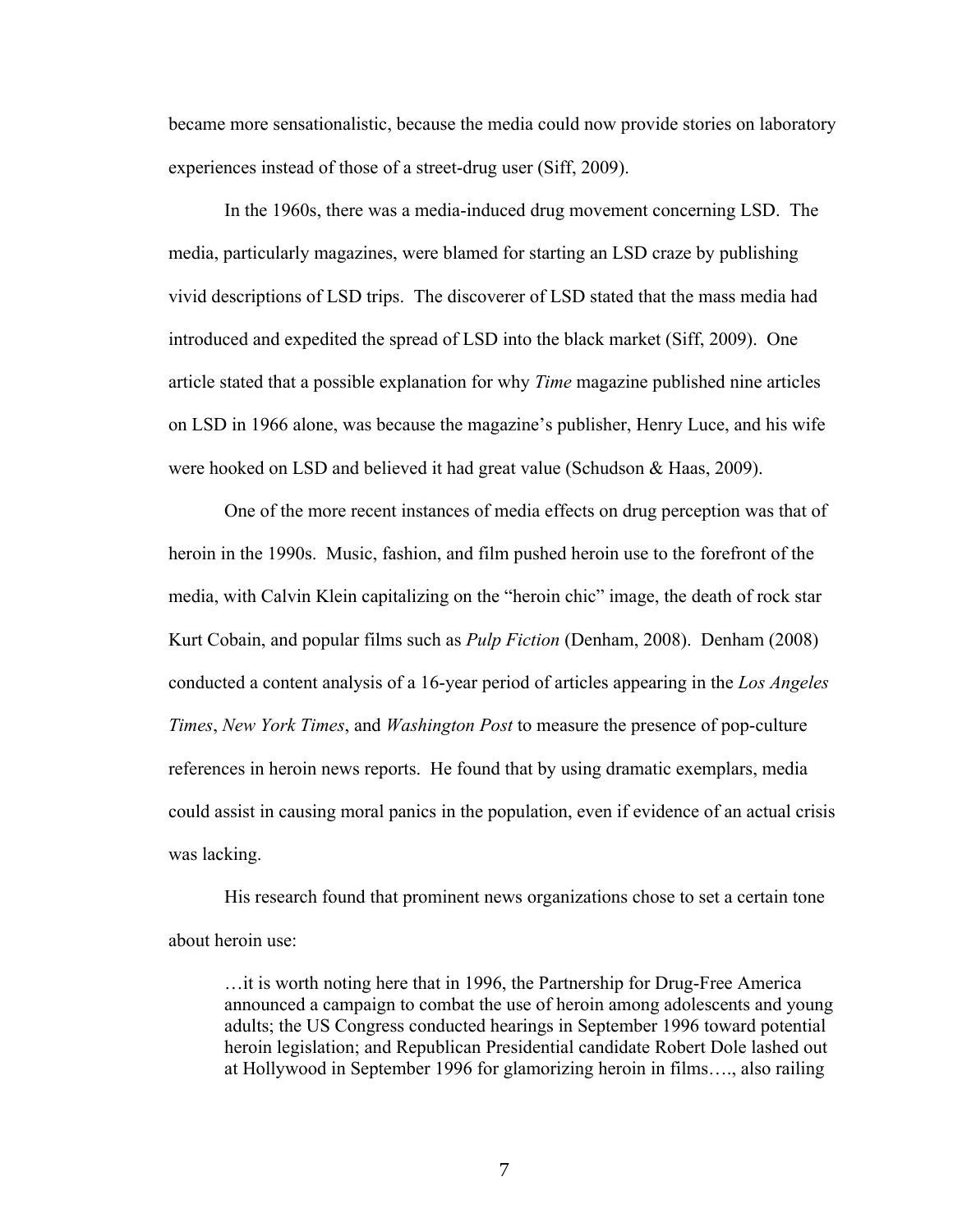became more sensationalistic, because the media could now provide stories on laboratory experiences instead of those of a street-drug user (Siff, 2009).

In the 1960s, there was a media-induced drug movement concerning LSD. The media, particularly magazines, were blamed for starting an LSD craze by publishing vivid descriptions of LSD trips. The discoverer of LSD stated that the mass media had introduced and expedited the spread of LSD into the black market (Siff, 2009). One article stated that a possible explanation for why *Time* magazine published nine articles on LSD in 1966 alone, was because the magazine's publisher, Henry Luce, and his wife were hooked on LSD and believed it had great value (Schudson & Haas, 2009).

One of the more recent instances of media effects on drug perception was that of heroin in the 1990s. Music, fashion, and film pushed heroin use to the forefront of the media, with Calvin Klein capitalizing on the "heroin chic" image, the death of rock star Kurt Cobain, and popular films such as *Pulp Fiction* (Denham, 2008). Denham (2008) conducted a content analysis of a 16-year period of articles appearing in the *Los Angeles Times*, *New York Times*, and *Washington Post* to measure the presence of pop-culture references in heroin news reports. He found that by using dramatic exemplars, media could assist in causing moral panics in the population, even if evidence of an actual crisis was lacking.

His research found that prominent news organizations chose to set a certain tone about heroin use:

> …it is worth noting here that in 1996, the Partnership for Drug-Free America announced a campaign to combat the use of heroin among adolescents and young adults; the US Congress conducted hearings in September 1996 toward potential heroin legislation; and Republican Presidential candidate Robert Dole lashed out at Hollywood in September 1996 for glamorizing heroin in films…., also railing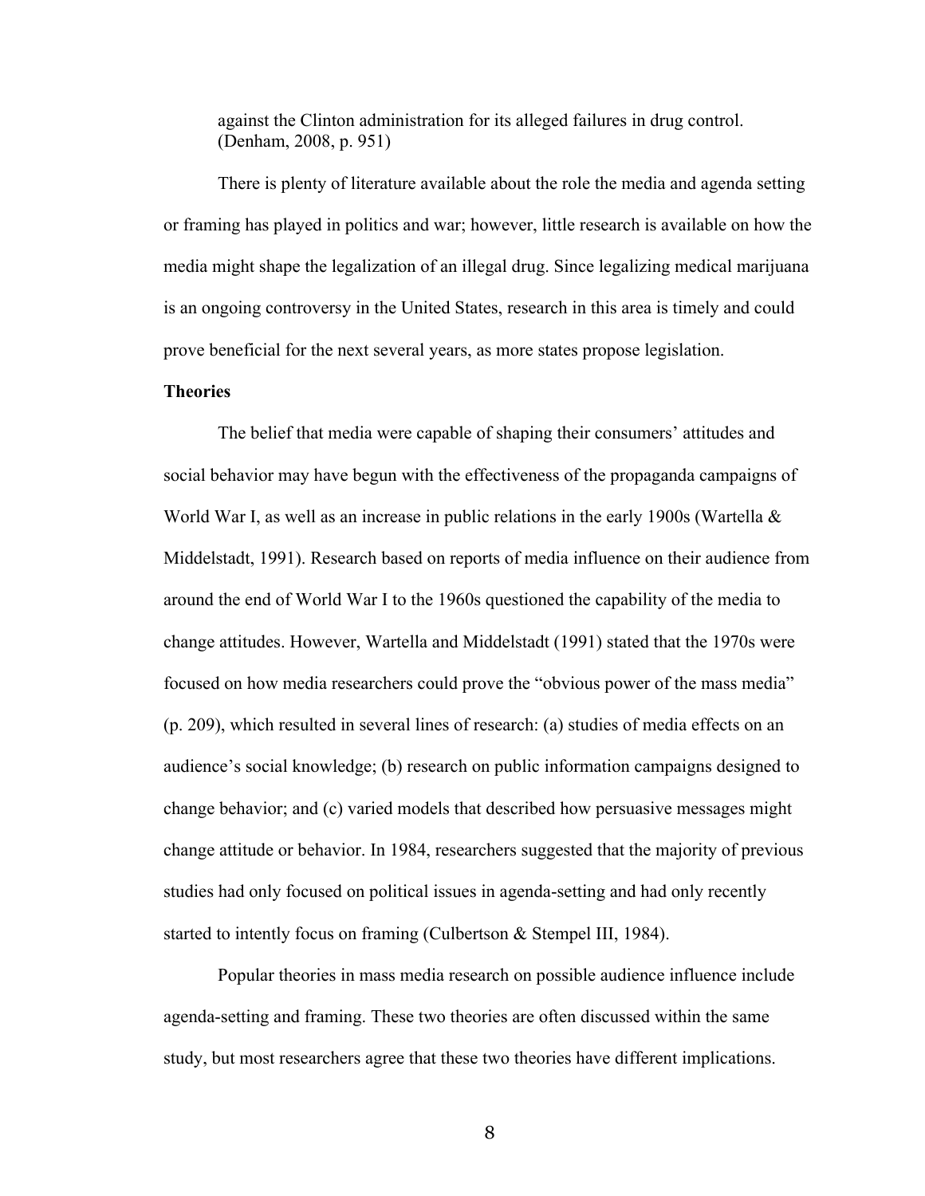> against the Clinton administration for its alleged failures in drug control. (Denham, 2008, p. 951)

There is plenty of literature available about the role the media and agenda setting or framing has played in politics and war; however, little research is available on how the media might shape the legalization of an illegal drug. Since legalizing medical marijuana is an ongoing controversy in the United States, research in this area is timely and could prove beneficial for the next several years, as more states propose legislation.

**Theories**

The belief that media were capable of shaping their consumers' attitudes and social behavior may have begun with the effectiveness of the propaganda campaigns of World War I, as well as an increase in public relations in the early 1900s (Wartella & Middelstadt, 1991). Research based on reports of media influence on their audience from around the end of World War I to the 1960s questioned the capability of the media to change attitudes. However, Wartella and Middelstadt (1991) stated that the 1970s were focused on how media researchers could prove the "obvious power of the mass media" (p. 209), which resulted in several lines of research: (a) studies of media effects on an audience's social knowledge; (b) research on public information campaigns designed to change behavior; and (c) varied models that described how persuasive messages might change attitude or behavior. In 1984, researchers suggested that the majority of previous studies had only focused on political issues in agenda-setting and had only recently started to intently focus on framing (Culbertson & Stempel III, 1984).

Popular theories in mass media research on possible audience influence include agenda-setting and framing. These two theories are often discussed within the same study, but most researchers agree that these two theories have different implications.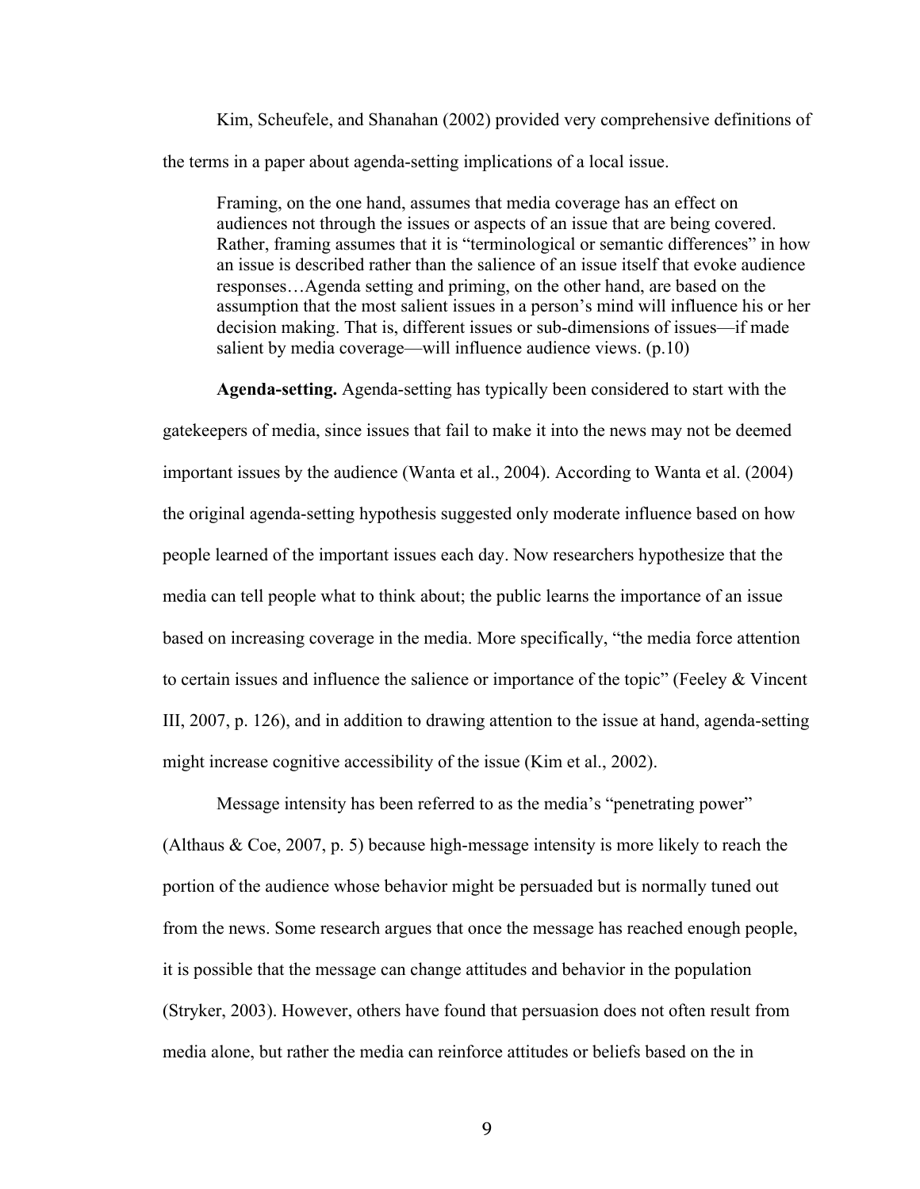Kim, Scheufele, and Shanahan (2002) provided very comprehensive definitions of the terms in a paper about agenda-setting implications of a local issue.

> Framing, on the one hand, assumes that media coverage has an effect on audiences not through the issues or aspects of an issue that are being covered. Rather, framing assumes that it is "terminological or semantic differences" in how an issue is described rather than the salience of an issue itself that evoke audience responses…Agenda setting and priming, on the other hand, are based on the assumption that the most salient issues in a person's mind will influence his or her decision making. That is, different issues or sub-dimensions of issues—if made salient by media coverage—will influence audience views. (p.10)

**Agenda-setting.** Agenda-setting has typically been considered to start with the gatekeepers of media, since issues that fail to make it into the news may not be deemed important issues by the audience (Wanta et al., 2004). According to Wanta et al. (2004) the original agenda-setting hypothesis suggested only moderate influence based on how people learned of the important issues each day. Now researchers hypothesize that the media can tell people what to think about; the public learns the importance of an issue based on increasing coverage in the media. More specifically, "the media force attention to certain issues and influence the salience or importance of the topic" (Feeley & Vincent III, 2007, p. 126), and in addition to drawing attention to the issue at hand, agenda-setting might increase cognitive accessibility of the issue (Kim et al., 2002).

Message intensity has been referred to as the media's "penetrating power" (Althaus & Coe, 2007, p. 5) because high-message intensity is more likely to reach the portion of the audience whose behavior might be persuaded but is normally tuned out from the news. Some research argues that once the message has reached enough people, it is possible that the message can change attitudes and behavior in the population (Stryker, 2003). However, others have found that persuasion does not often result from media alone, but rather the media can reinforce attitudes or beliefs based on the in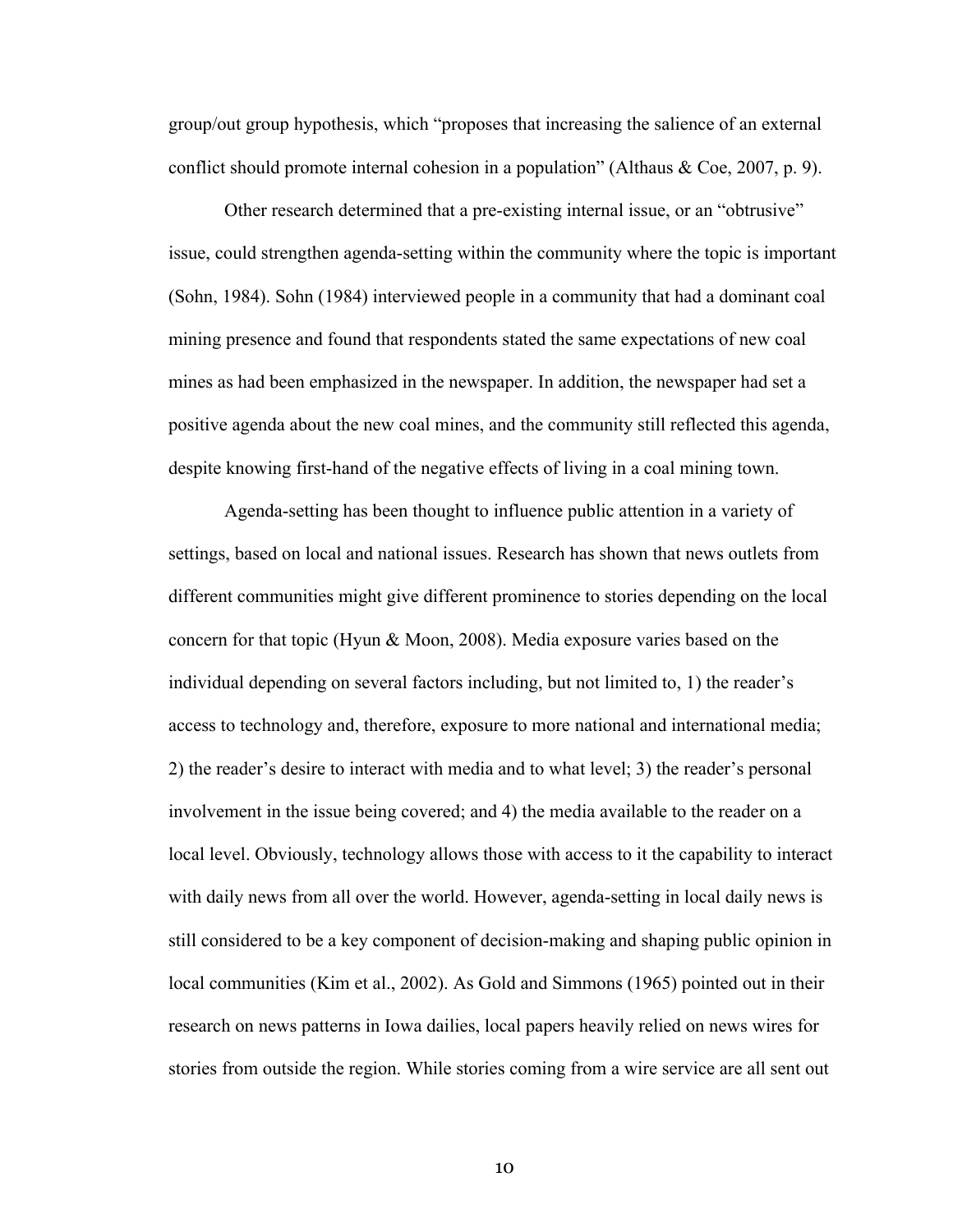group/out group hypothesis, which "proposes that increasing the salience of an external conflict should promote internal cohesion in a population" (Althaus & Coe, 2007, p. 9).

Other research determined that a pre-existing internal issue, or an "obtrusive" issue, could strengthen agenda-setting within the community where the topic is important (Sohn, 1984). Sohn (1984) interviewed people in a community that had a dominant coal mining presence and found that respondents stated the same expectations of new coal mines as had been emphasized in the newspaper. In addition, the newspaper had set a positive agenda about the new coal mines, and the community still reflected this agenda, despite knowing first-hand of the negative effects of living in a coal mining town.

Agenda-setting has been thought to influence public attention in a variety of settings, based on local and national issues. Research has shown that news outlets from different communities might give different prominence to stories depending on the local concern for that topic (Hyun & Moon, 2008). Media exposure varies based on the individual depending on several factors including, but not limited to, 1) the reader's access to technology and, therefore, exposure to more national and international media; 2) the reader's desire to interact with media and to what level; 3) the reader's personal involvement in the issue being covered; and 4) the media available to the reader on a local level. Obviously, technology allows those with access to it the capability to interact with daily news from all over the world. However, agenda-setting in local daily news is still considered to be a key component of decision-making and shaping public opinion in local communities (Kim et al., 2002). As Gold and Simmons (1965) pointed out in their research on news patterns in Iowa dailies, local papers heavily relied on news wires for stories from outside the region. While stories coming from a wire service are all sent out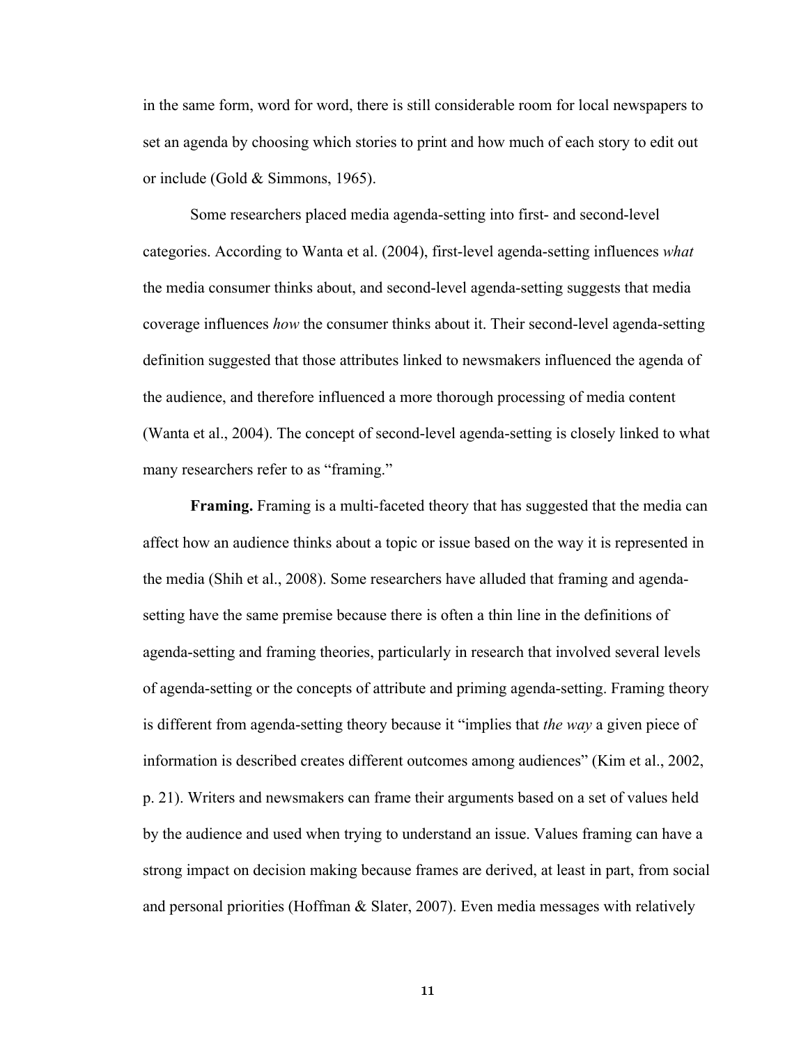in the same form, word for word, there is still considerable room for local newspapers to set an agenda by choosing which stories to print and how much of each story to edit out or include (Gold & Simmons, 1965).

Some researchers placed media agenda-setting into first- and second-level categories. According to Wanta et al. (2004), first-level agenda-setting influences *what* the media consumer thinks about, and second-level agenda-setting suggests that media coverage influences *how* the consumer thinks about it. Their second-level agenda-setting definition suggested that those attributes linked to newsmakers influenced the agenda of the audience, and therefore influenced a more thorough processing of media content (Wanta et al., 2004). The concept of second-level agenda-setting is closely linked to what many researchers refer to as "framing."

**Framing.** Framing is a multi-faceted theory that has suggested that the media can affect how an audience thinks about a topic or issue based on the way it is represented in the media (Shih et al., 2008). Some researchers have alluded that framing and agenda-setting have the same premise because there is often a thin line in the definitions of agenda-setting and framing theories, particularly in research that involved several levels of agenda-setting or the concepts of attribute and priming agenda-setting. Framing theory is different from agenda-setting theory because it "implies that *the way* a given piece of information is described creates different outcomes among audiences" (Kim et al., 2002, p. 21). Writers and newsmakers can frame their arguments based on a set of values held by the audience and used when trying to understand an issue. Values framing can have a strong impact on decision making because frames are derived, at least in part, from social and personal priorities (Hoffman & Slater, 2007). Even media messages with relatively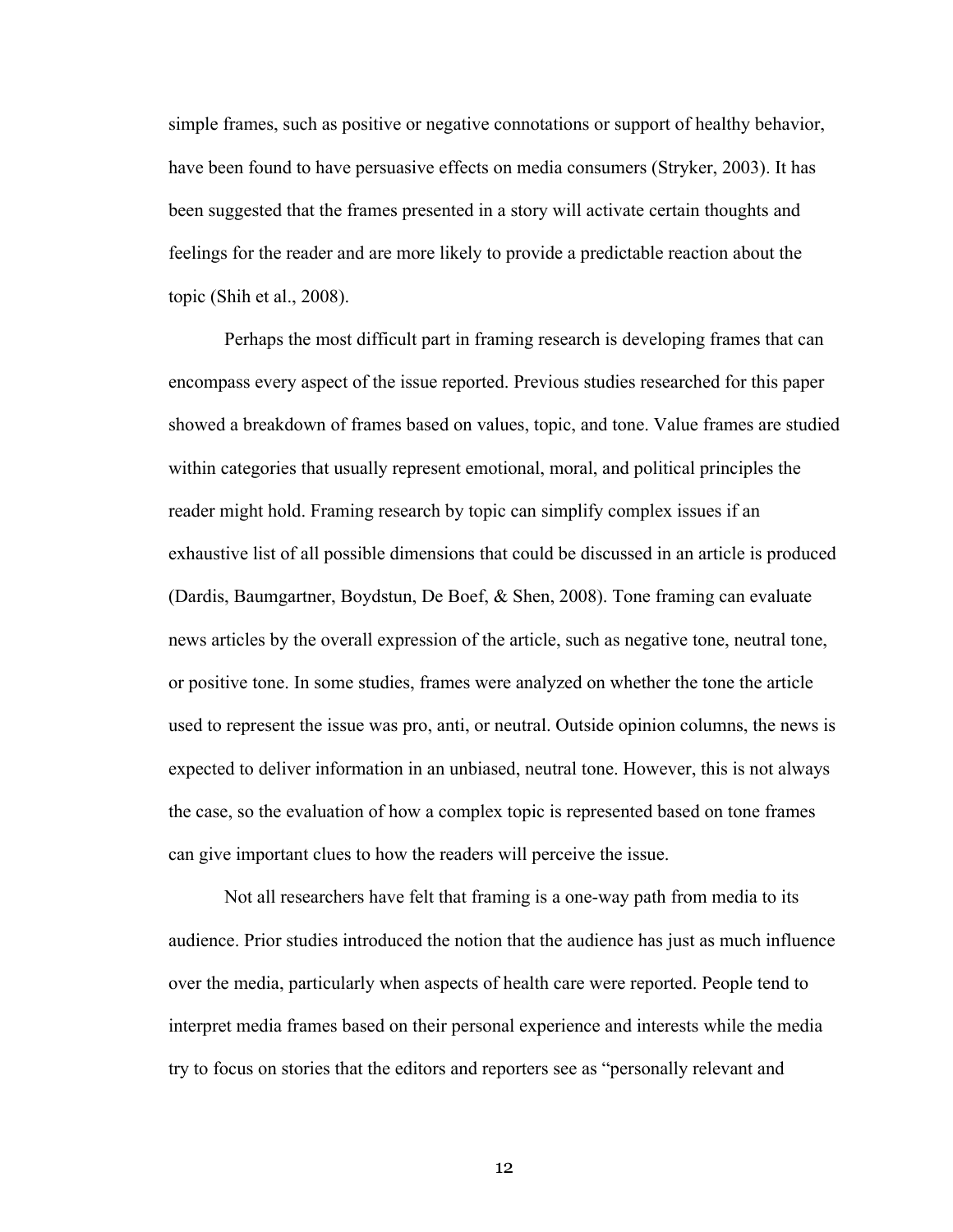simple frames, such as positive or negative connotations or support of healthy behavior, have been found to have persuasive effects on media consumers (Stryker, 2003). It has been suggested that the frames presented in a story will activate certain thoughts and feelings for the reader and are more likely to provide a predictable reaction about the topic (Shih et al., 2008).

Perhaps the most difficult part in framing research is developing frames that can encompass every aspect of the issue reported. Previous studies researched for this paper showed a breakdown of frames based on values, topic, and tone. Value frames are studied within categories that usually represent emotional, moral, and political principles the reader might hold. Framing research by topic can simplify complex issues if an exhaustive list of all possible dimensions that could be discussed in an article is produced (Dardis, Baumgartner, Boydstun, De Boef, & Shen, 2008). Tone framing can evaluate news articles by the overall expression of the article, such as negative tone, neutral tone, or positive tone. In some studies, frames were analyzed on whether the tone the article used to represent the issue was pro, anti, or neutral. Outside opinion columns, the news is expected to deliver information in an unbiased, neutral tone. However, this is not always the case, so the evaluation of how a complex topic is represented based on tone frames can give important clues to how the readers will perceive the issue.

Not all researchers have felt that framing is a one-way path from media to its audience. Prior studies introduced the notion that the audience has just as much influence over the media, particularly when aspects of health care were reported. People tend to interpret media frames based on their personal experience and interests while the media try to focus on stories that the editors and reporters see as "personally relevant and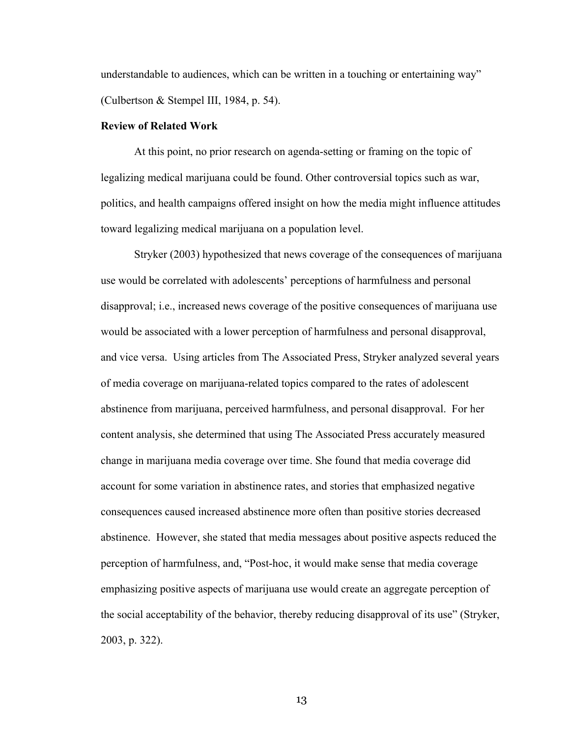understandable to audiences, which can be written in a touching or entertaining way" (Culbertson & Stempel III, 1984, p. 54).

**Review of Related Work**

At this point, no prior research on agenda-setting or framing on the topic of legalizing medical marijuana could be found. Other controversial topics such as war, politics, and health campaigns offered insight on how the media might influence attitudes toward legalizing medical marijuana on a population level.

Stryker (2003) hypothesized that news coverage of the consequences of marijuana use would be correlated with adolescents' perceptions of harmfulness and personal disapproval; i.e., increased news coverage of the positive consequences of marijuana use would be associated with a lower perception of harmfulness and personal disapproval, and vice versa. Using articles from The Associated Press, Stryker analyzed several years of media coverage on marijuana-related topics compared to the rates of adolescent abstinence from marijuana, perceived harmfulness, and personal disapproval. For her content analysis, she determined that using The Associated Press accurately measured change in marijuana media coverage over time. She found that media coverage did account for some variation in abstinence rates, and stories that emphasized negative consequences caused increased abstinence more often than positive stories decreased abstinence. However, she stated that media messages about positive aspects reduced the perception of harmfulness, and, "Post-hoc, it would make sense that media coverage emphasizing positive aspects of marijuana use would create an aggregate perception of the social acceptability of the behavior, thereby reducing disapproval of its use" (Stryker, 2003, p. 322).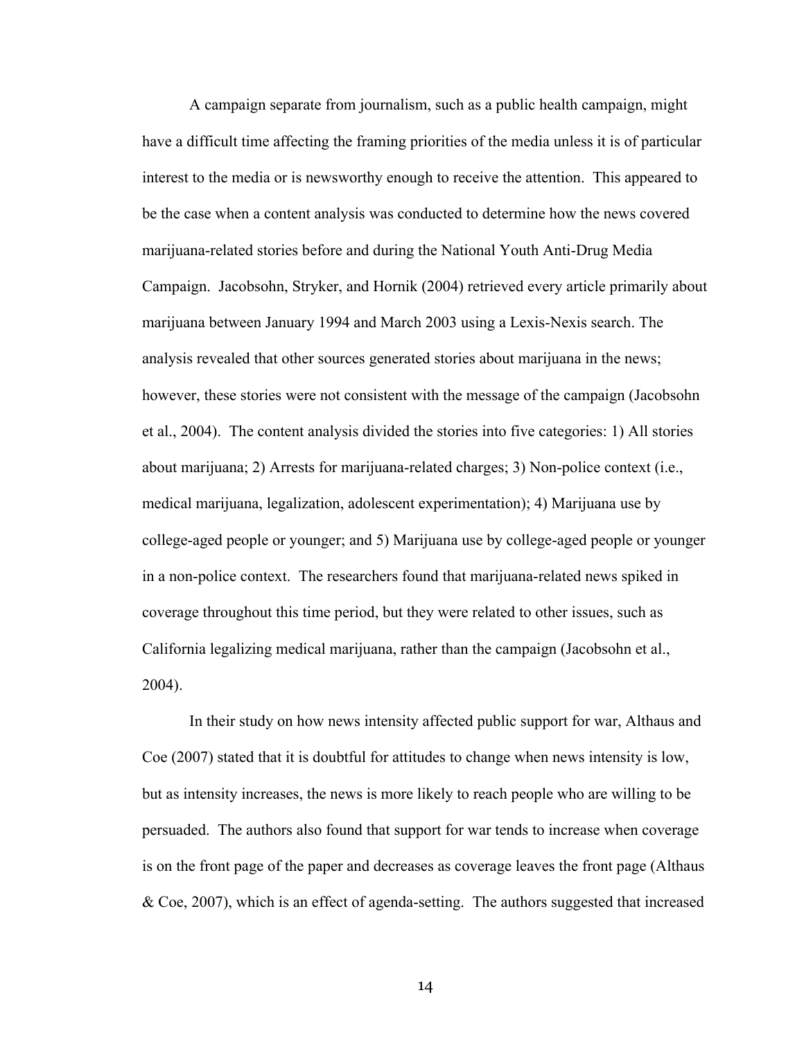A campaign separate from journalism, such as a public health campaign, might have a difficult time affecting the framing priorities of the media unless it is of particular interest to the media or is newsworthy enough to receive the attention. This appeared to be the case when a content analysis was conducted to determine how the news covered marijuana-related stories before and during the National Youth Anti-Drug Media Campaign. Jacobsohn, Stryker, and Hornik (2004) retrieved every article primarily about marijuana between January 1994 and March 2003 using a Lexis-Nexis search. The analysis revealed that other sources generated stories about marijuana in the news; however, these stories were not consistent with the message of the campaign (Jacobsohn et al., 2004). The content analysis divided the stories into five categories: 1) All stories about marijuana; 2) Arrests for marijuana-related charges; 3) Non-police context (i.e., medical marijuana, legalization, adolescent experimentation); 4) Marijuana use by college-aged people or younger; and 5) Marijuana use by college-aged people or younger in a non-police context. The researchers found that marijuana-related news spiked in coverage throughout this time period, but they were related to other issues, such as California legalizing medical marijuana, rather than the campaign (Jacobsohn et al., 2004).

In their study on how news intensity affected public support for war, Althaus and Coe (2007) stated that it is doubtful for attitudes to change when news intensity is low, but as intensity increases, the news is more likely to reach people who are willing to be persuaded. The authors also found that support for war tends to increase when coverage is on the front page of the paper and decreases as coverage leaves the front page (Althaus & Coe, 2007), which is an effect of agenda-setting. The authors suggested that increased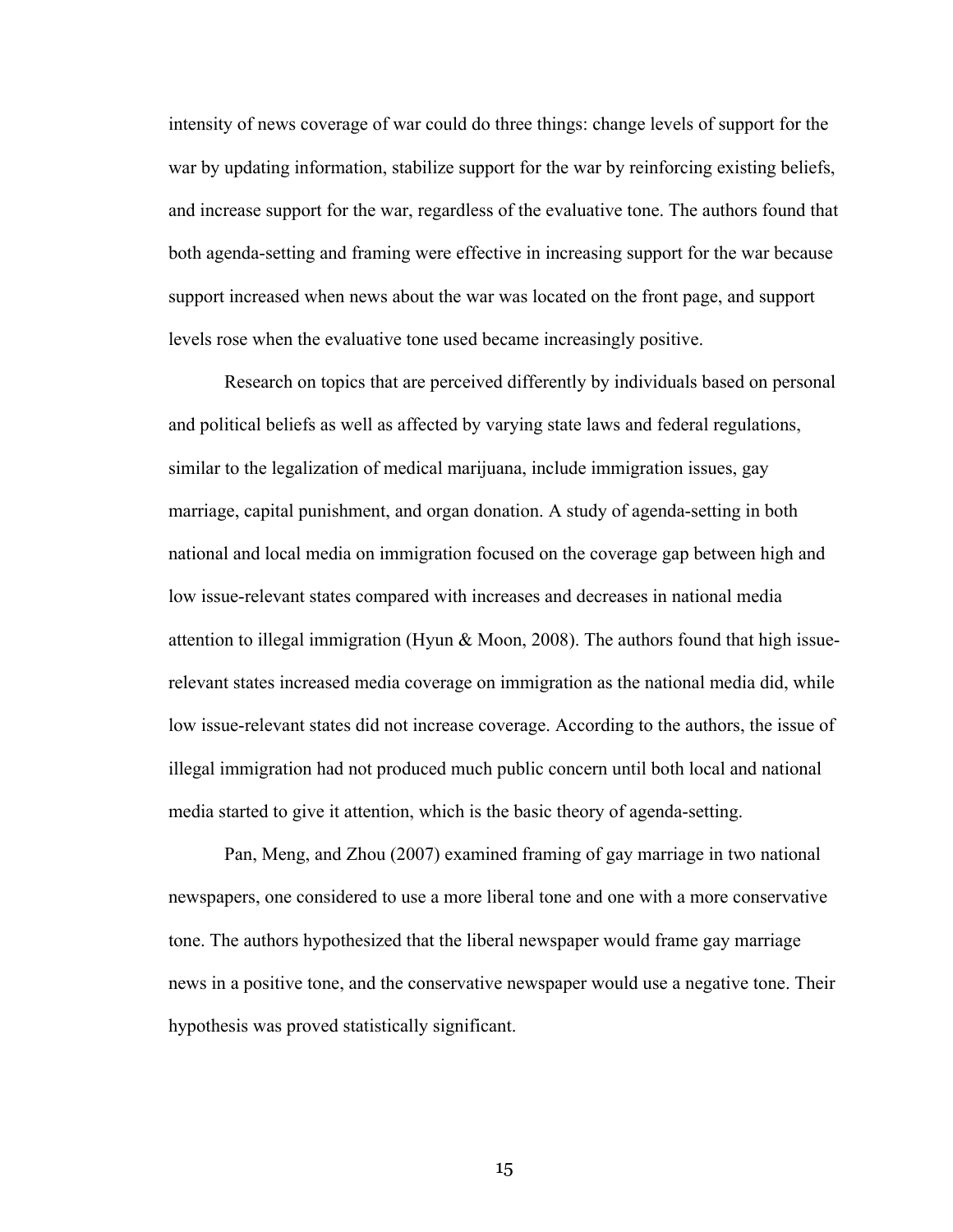intensity of news coverage of war could do three things: change levels of support for the war by updating information, stabilize support for the war by reinforcing existing beliefs, and increase support for the war, regardless of the evaluative tone. The authors found that both agenda-setting and framing were effective in increasing support for the war because support increased when news about the war was located on the front page, and support levels rose when the evaluative tone used became increasingly positive.

Research on topics that are perceived differently by individuals based on personal and political beliefs as well as affected by varying state laws and federal regulations, similar to the legalization of medical marijuana, include immigration issues, gay marriage, capital punishment, and organ donation. A study of agenda-setting in both national and local media on immigration focused on the coverage gap between high and low issue-relevant states compared with increases and decreases in national media attention to illegal immigration (Hyun & Moon, 2008). The authors found that high issue-relevant states increased media coverage on immigration as the national media did, while low issue-relevant states did not increase coverage. According to the authors, the issue of illegal immigration had not produced much public concern until both local and national media started to give it attention, which is the basic theory of agenda-setting.

Pan, Meng, and Zhou (2007) examined framing of gay marriage in two national newspapers, one considered to use a more liberal tone and one with a more conservative tone. The authors hypothesized that the liberal newspaper would frame gay marriage news in a positive tone, and the conservative newspaper would use a negative tone. Their hypothesis was proved statistically significant.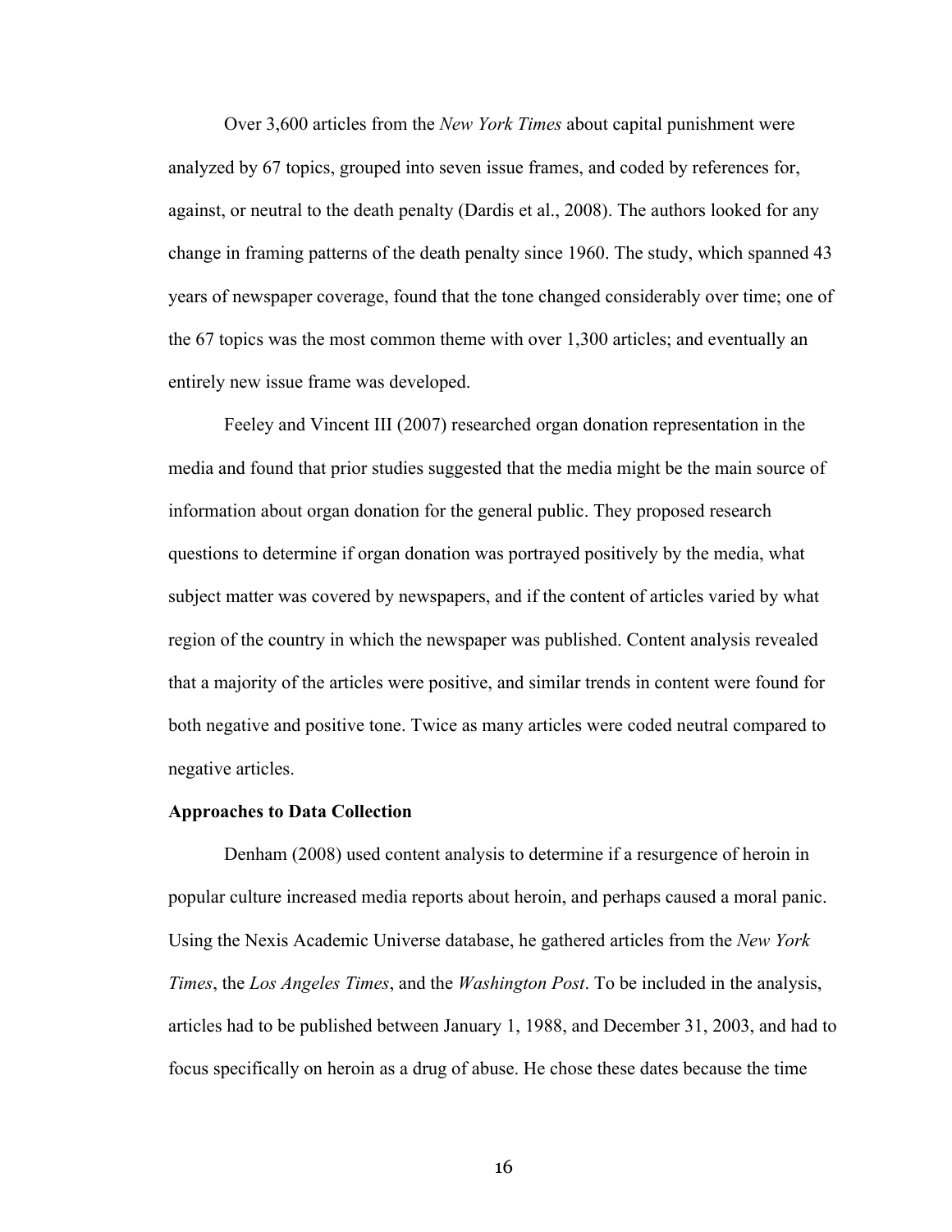Over 3,600 articles from the *New York Times* about capital punishment were analyzed by 67 topics, grouped into seven issue frames, and coded by references for, against, or neutral to the death penalty (Dardis et al., 2008). The authors looked for any change in framing patterns of the death penalty since 1960. The study, which spanned 43 years of newspaper coverage, found that the tone changed considerably over time; one of the 67 topics was the most common theme with over 1,300 articles; and eventually an entirely new issue frame was developed.

Feeley and Vincent III (2007) researched organ donation representation in the media and found that prior studies suggested that the media might be the main source of information about organ donation for the general public. They proposed research questions to determine if organ donation was portrayed positively by the media, what subject matter was covered by newspapers, and if the content of articles varied by what region of the country in which the newspaper was published. Content analysis revealed that a majority of the articles were positive, and similar trends in content were found for both negative and positive tone. Twice as many articles were coded neutral compared to negative articles.

**Approaches to Data Collection**

Denham (2008) used content analysis to determine if a resurgence of heroin in popular culture increased media reports about heroin, and perhaps caused a moral panic. Using the Nexis Academic Universe database, he gathered articles from the *New York Times*, the *Los Angeles Times*, and the *Washington Post*. To be included in the analysis, articles had to be published between January 1, 1988, and December 31, 2003, and had to focus specifically on heroin as a drug of abuse. He chose these dates because the time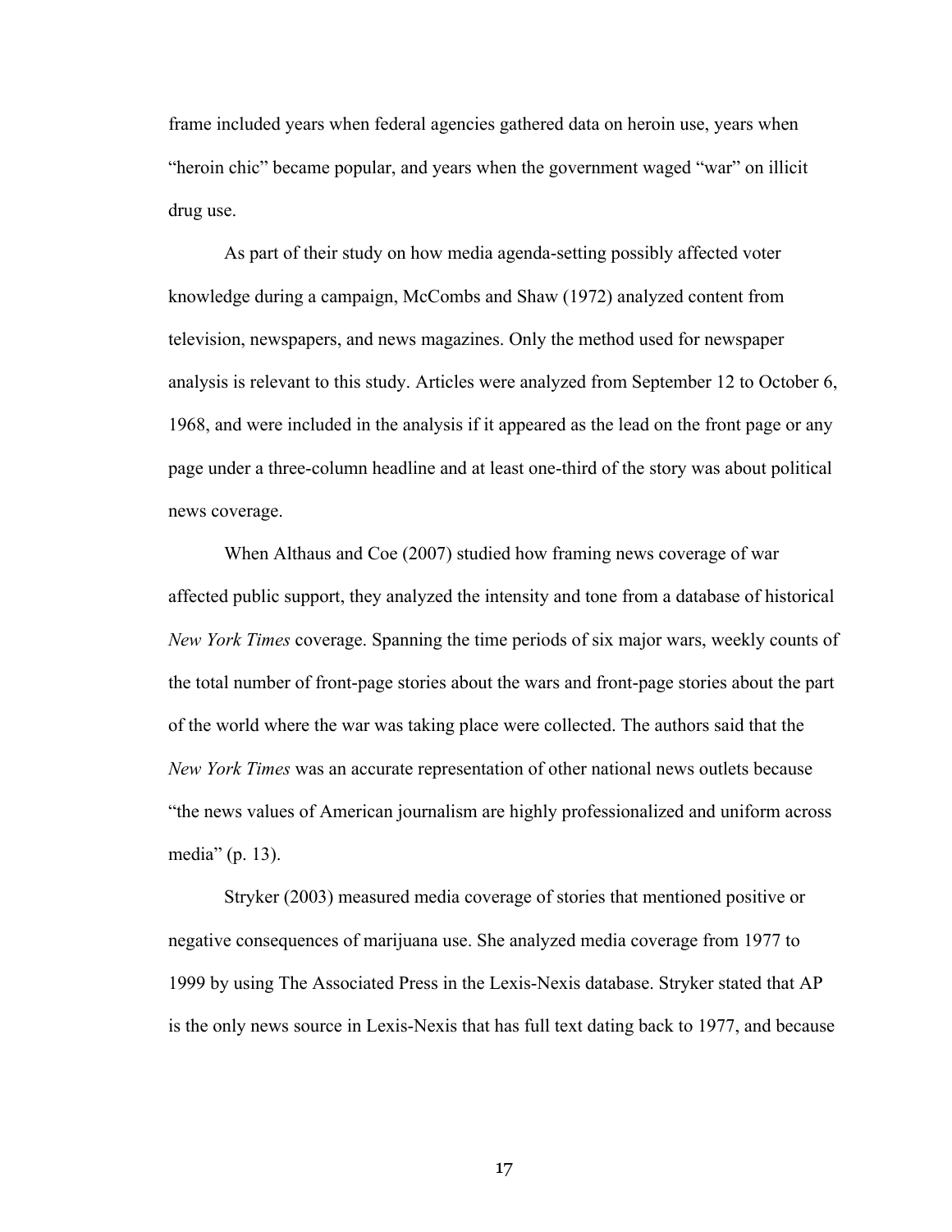frame included years when federal agencies gathered data on heroin use, years when "heroin chic" became popular, and years when the government waged "war" on illicit drug use.

As part of their study on how media agenda-setting possibly affected voter knowledge during a campaign, McCombs and Shaw (1972) analyzed content from television, newspapers, and news magazines. Only the method used for newspaper analysis is relevant to this study. Articles were analyzed from September 12 to October 6, 1968, and were included in the analysis if it appeared as the lead on the front page or any page under a three-column headline and at least one-third of the story was about political news coverage.

When Althaus and Coe (2007) studied how framing news coverage of war affected public support, they analyzed the intensity and tone from a database of historical *New York Times* coverage. Spanning the time periods of six major wars, weekly counts of the total number of front-page stories about the wars and front-page stories about the part of the world where the war was taking place were collected. The authors said that the *New York Times* was an accurate representation of other national news outlets because "the news values of American journalism are highly professionalized and uniform across media" (p. 13).

Stryker (2003) measured media coverage of stories that mentioned positive or negative consequences of marijuana use. She analyzed media coverage from 1977 to 1999 by using The Associated Press in the Lexis-Nexis database. Stryker stated that AP is the only news source in Lexis-Nexis that has full text dating back to 1977, and because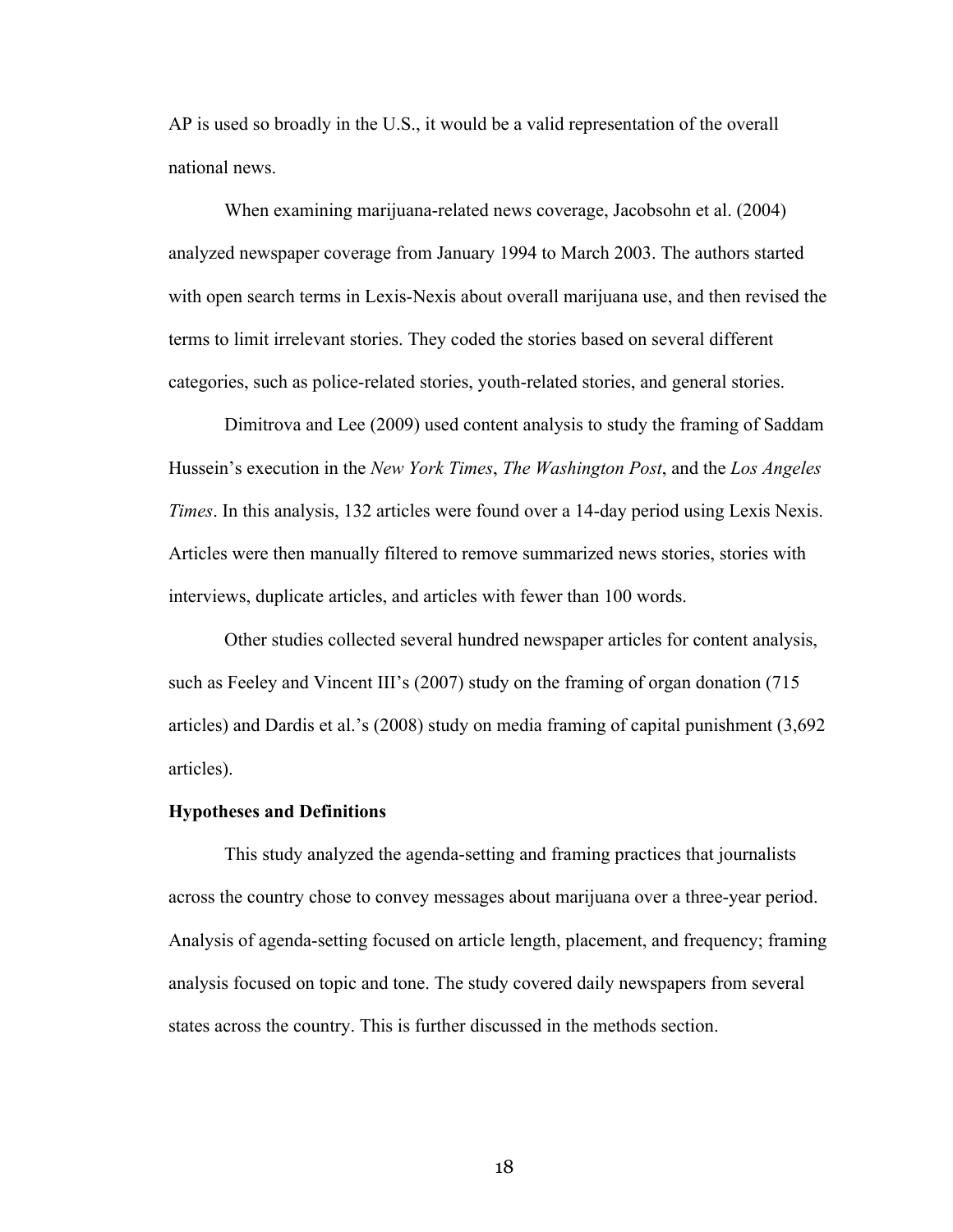AP is used so broadly in the U.S., it would be a valid representation of the overall national news.

When examining marijuana-related news coverage, Jacobsohn et al. (2004) analyzed newspaper coverage from January 1994 to March 2003. The authors started with open search terms in Lexis-Nexis about overall marijuana use, and then revised the terms to limit irrelevant stories. They coded the stories based on several different categories, such as police-related stories, youth-related stories, and general stories.

Dimitrova and Lee (2009) used content analysis to study the framing of Saddam Hussein's execution in the *New York Times*, *The Washington Post*, and the *Los Angeles Times*. In this analysis, 132 articles were found over a 14-day period using Lexis Nexis. Articles were then manually filtered to remove summarized news stories, stories with interviews, duplicate articles, and articles with fewer than 100 words.

Other studies collected several hundred newspaper articles for content analysis, such as Feeley and Vincent III's (2007) study on the framing of organ donation (715 articles) and Dardis et al.'s (2008) study on media framing of capital punishment (3,692 articles).

**Hypotheses and Definitions**

This study analyzed the agenda-setting and framing practices that journalists across the country chose to convey messages about marijuana over a three-year period. Analysis of agenda-setting focused on article length, placement, and frequency; framing analysis focused on topic and tone. The study covered daily newspapers from several states across the country. This is further discussed in the methods section.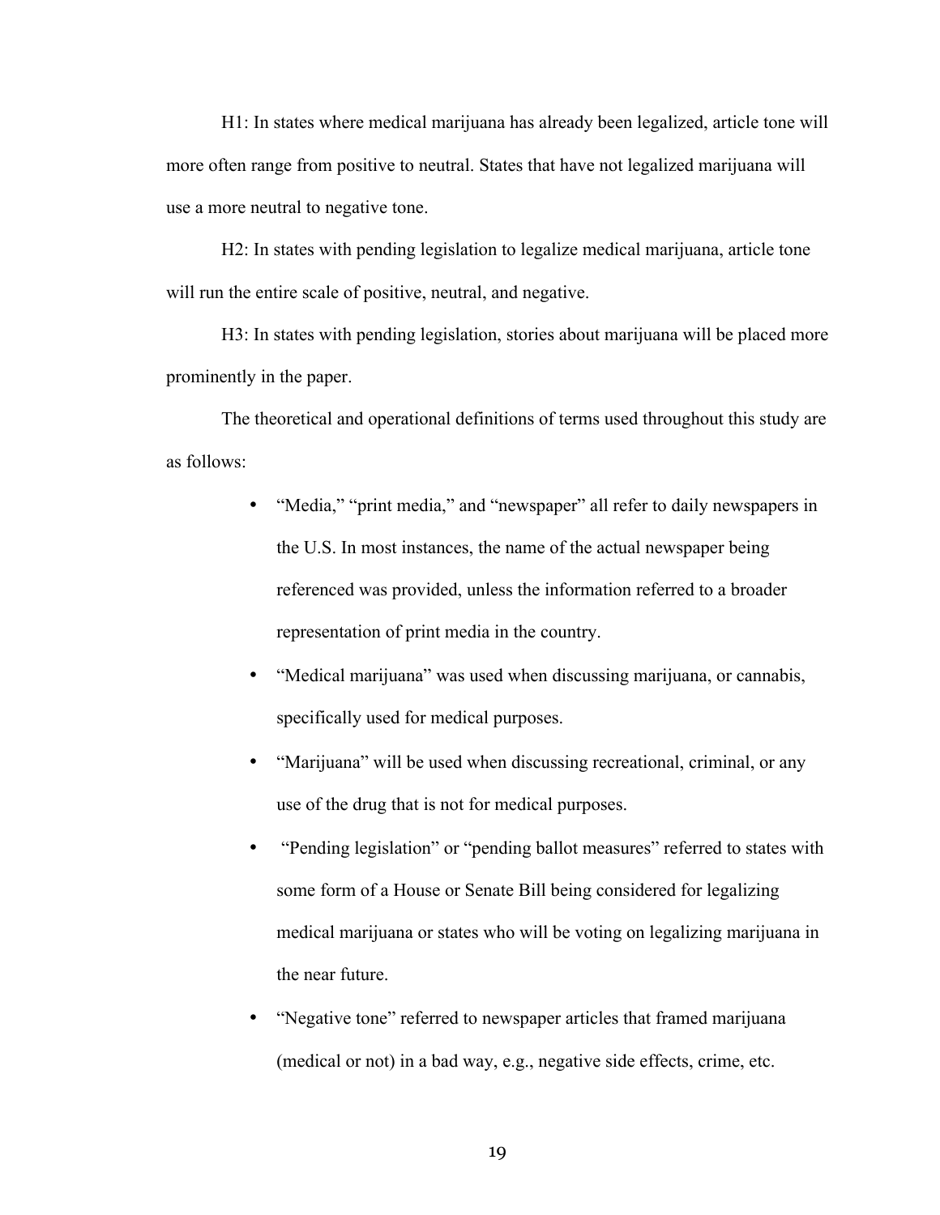H1: In states where medical marijuana has already been legalized, article tone will more often range from positive to neutral. States that have not legalized marijuana will use a more neutral to negative tone.

H2: In states with pending legislation to legalize medical marijuana, article tone will run the entire scale of positive, neutral, and negative.

H3: In states with pending legislation, stories about marijuana will be placed more prominently in the paper.

The theoretical and operational definitions of terms used throughout this study are as follows:

- "Media," "print media," and "newspaper" all refer to daily newspapers in the U.S. In most instances, the name of the actual newspaper being referenced was provided, unless the information referred to a broader representation of print media in the country.
- "Medical marijuana" was used when discussing marijuana, or cannabis, specifically used for medical purposes.
- "Marijuana" will be used when discussing recreational, criminal, or any use of the drug that is not for medical purposes.
- "Pending legislation" or "pending ballot measures" referred to states with some form of a House or Senate Bill being considered for legalizing medical marijuana or states who will be voting on legalizing marijuana in the near future.
- "Negative tone" referred to newspaper articles that framed marijuana (medical or not) in a bad way, e.g., negative side effects, crime, etc.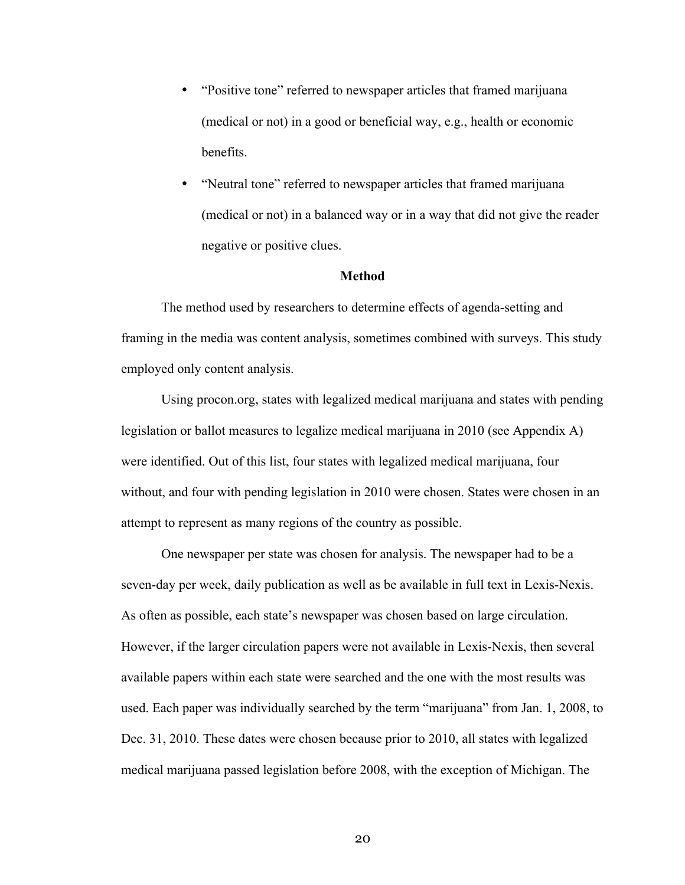- "Positive tone" referred to newspaper articles that framed marijuana (medical or not) in a good or beneficial way, e.g., health or economic benefits.
- "Neutral tone" referred to newspaper articles that framed marijuana (medical or not) in a balanced way or in a way that did not give the reader negative or positive clues.

## Method

The method used by researchers to determine effects of agenda-setting and framing in the media was content analysis, sometimes combined with surveys. This study employed only content analysis.

Using procon.org, states with legalized medical marijuana and states with pending legislation or ballot measures to legalize medical marijuana in 2010 (see Appendix A) were identified. Out of this list, four states with legalized medical marijuana, four without, and four with pending legislation in 2010 were chosen. States were chosen in an attempt to represent as many regions of the country as possible.

One newspaper per state was chosen for analysis. The newspaper had to be a seven-day per week, daily publication as well as be available in full text in Lexis-Nexis. As often as possible, each state's newspaper was chosen based on large circulation. However, if the larger circulation papers were not available in Lexis-Nexis, then several available papers within each state were searched and the one with the most results was used. Each paper was individually searched by the term "marijuana" from Jan. 1, 2008, to Dec. 31, 2010. These dates were chosen because prior to 2010, all states with legalized medical marijuana passed legislation before 2008, with the exception of Michigan. The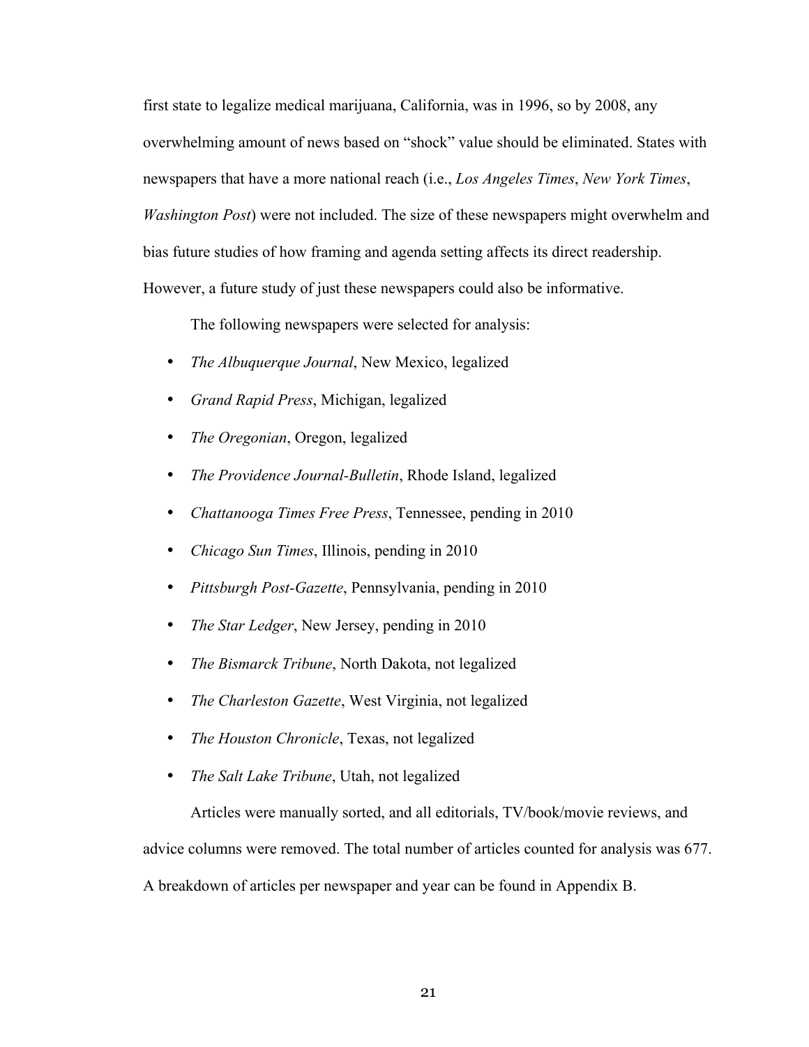first state to legalize medical marijuana, California, was in 1996, so by 2008, any overwhelming amount of news based on "shock" value should be eliminated. States with newspapers that have a more national reach (i.e., *Los Angeles Times*, *New York Times*, *Washington Post*) were not included. The size of these newspapers might overwhelm and bias future studies of how framing and agenda setting affects its direct readership. However, a future study of just these newspapers could also be informative.

The following newspapers were selected for analysis:

- *The Albuquerque Journal*, New Mexico, legalized
- *Grand Rapid Press*, Michigan, legalized
- *The Oregonian*, Oregon, legalized
- *The Providence Journal-Bulletin*, Rhode Island, legalized
- *Chattanooga Times Free Press*, Tennessee, pending in 2010
- *Chicago Sun Times*, Illinois, pending in 2010
- *Pittsburgh Post-Gazette*, Pennsylvania, pending in 2010
- *The Star Ledger*, New Jersey, pending in 2010
- *The Bismarck Tribune*, North Dakota, not legalized
- *The Charleston Gazette*, West Virginia, not legalized
- *The Houston Chronicle*, Texas, not legalized
- *The Salt Lake Tribune*, Utah, not legalized

Articles were manually sorted, and all editorials, TV/book/movie reviews, and advice columns were removed. The total number of articles counted for analysis was 677. A breakdown of articles per newspaper and year can be found in Appendix B.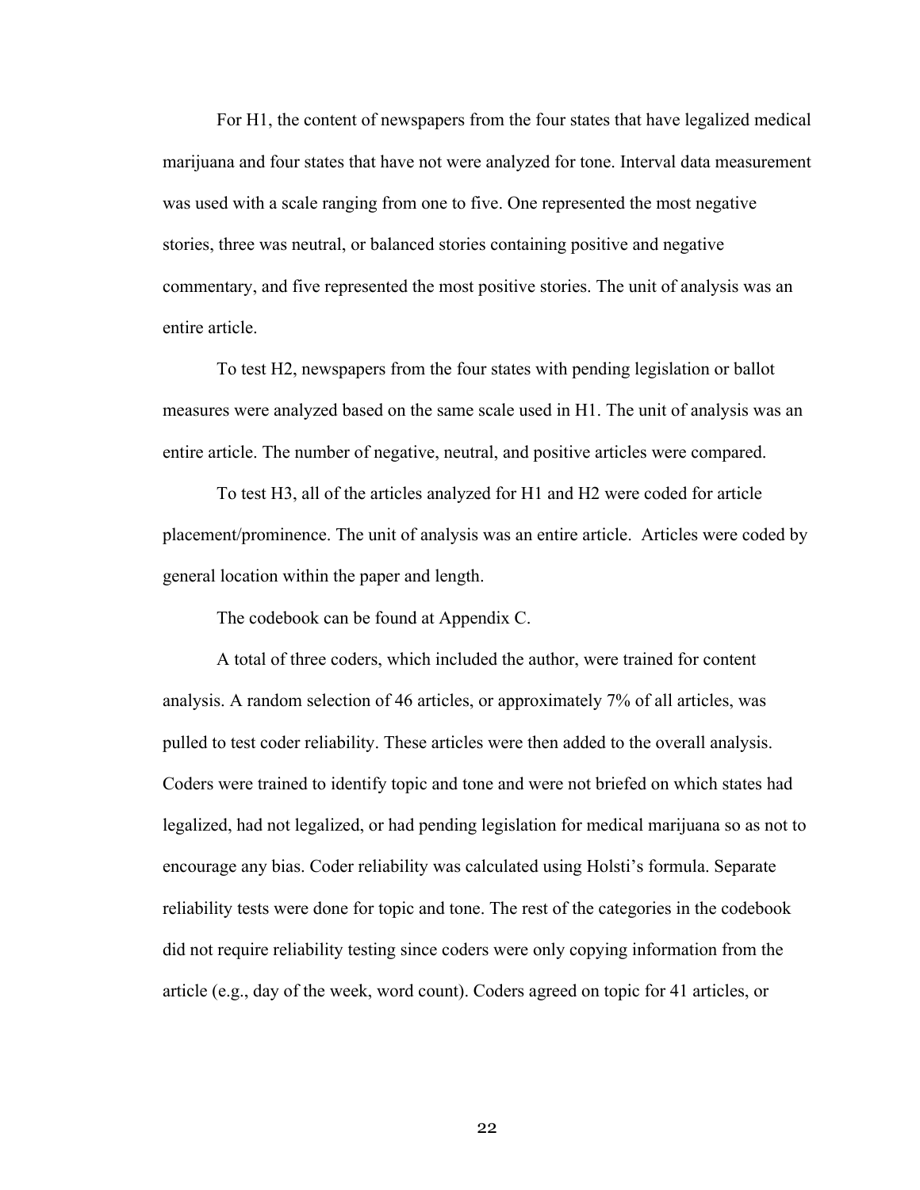For H1, the content of newspapers from the four states that have legalized medical marijuana and four states that have not were analyzed for tone. Interval data measurement was used with a scale ranging from one to five. One represented the most negative stories, three was neutral, or balanced stories containing positive and negative commentary, and five represented the most positive stories. The unit of analysis was an entire article.

To test H2, newspapers from the four states with pending legislation or ballot measures were analyzed based on the same scale used in H1. The unit of analysis was an entire article. The number of negative, neutral, and positive articles were compared.

To test H3, all of the articles analyzed for H1 and H2 were coded for article placement/prominence. The unit of analysis was an entire article. Articles were coded by general location within the paper and length.

The codebook can be found at Appendix C.

A total of three coders, which included the author, were trained for content analysis. A random selection of 46 articles, or approximately 7% of all articles, was pulled to test coder reliability. These articles were then added to the overall analysis. Coders were trained to identify topic and tone and were not briefed on which states had legalized, had not legalized, or had pending legislation for medical marijuana so as not to encourage any bias. Coder reliability was calculated using Holsti's formula. Separate reliability tests were done for topic and tone. The rest of the categories in the codebook did not require reliability testing since coders were only copying information from the article (e.g., day of the week, word count). Coders agreed on topic for 41 articles, or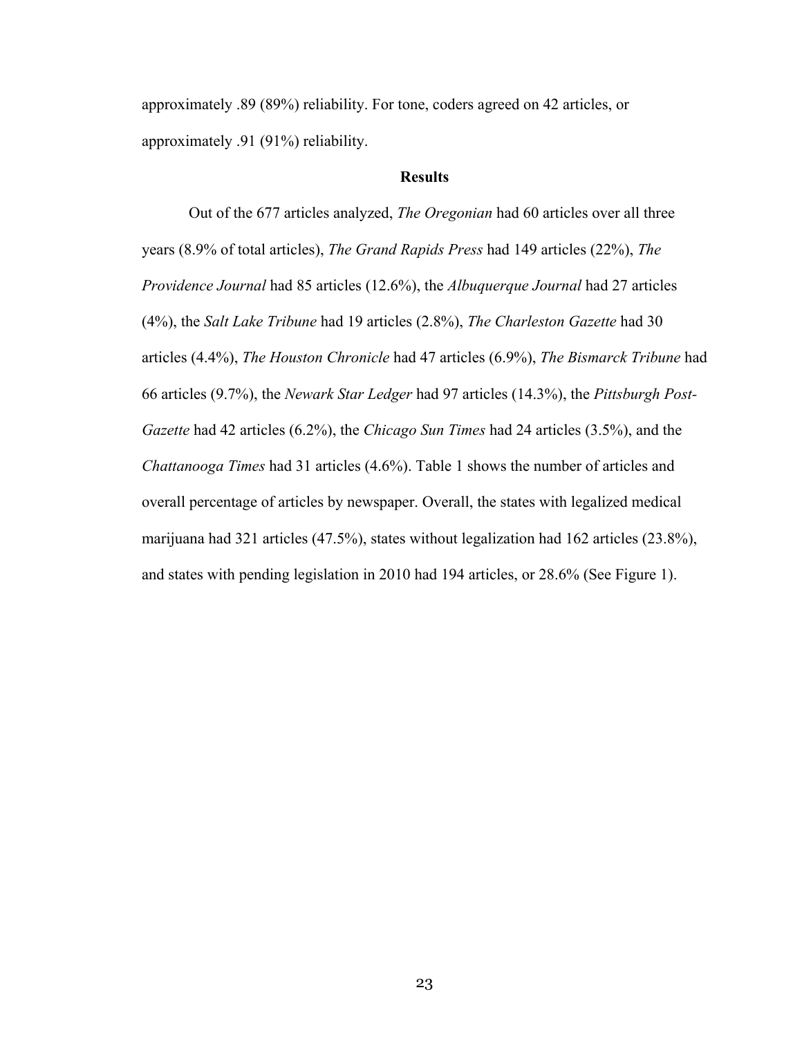approximately .89 (89%) reliability. For tone, coders agreed on 42 articles, or approximately .91 (91%) reliability.

## Results

Out of the 677 articles analyzed, *The Oregonian* had 60 articles over all three years (8.9% of total articles), *The Grand Rapids Press* had 149 articles (22%), *The Providence Journal* had 85 articles (12.6%), the *Albuquerque Journal* had 27 articles (4%), the *Salt Lake Tribune* had 19 articles (2.8%), *The Charleston Gazette* had 30 articles (4.4%), *The Houston Chronicle* had 47 articles (6.9%), *The Bismarck Tribune* had 66 articles (9.7%), the *Newark Star Ledger* had 97 articles (14.3%), the *Pittsburgh Post-Gazette* had 42 articles (6.2%), the *Chicago Sun Times* had 24 articles (3.5%), and the *Chattanooga Times* had 31 articles (4.6%). Table 1 shows the number of articles and overall percentage of articles by newspaper. Overall, the states with legalized medical marijuana had 321 articles (47.5%), states without legalization had 162 articles (23.8%), and states with pending legislation in 2010 had 194 articles, or 28.6% (See Figure 1).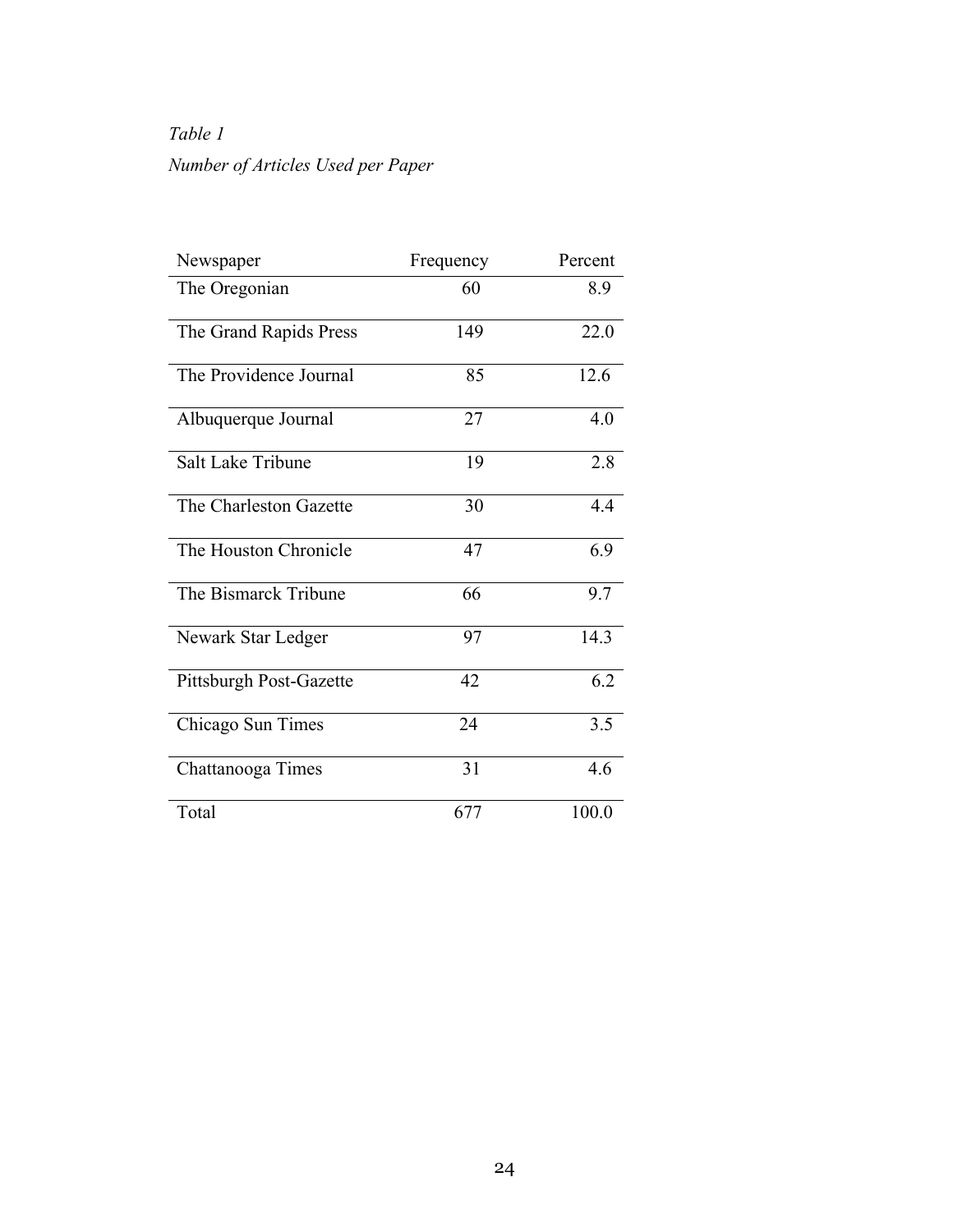*Table 1*

*Number of Articles Used per Paper*

| Newspaper | Frequency | Percent |
|---|---|---|
| The Oregonian | 60 | 8.9 |
| The Grand Rapids Press | 149 | 22.0 |
| The Providence Journal | 85 | 12.6 |
| Albuquerque Journal | 27 | 4.0 |
| Salt Lake Tribune | 19 | 2.8 |
| The Charleston Gazette | 30 | 4.4 |
| The Houston Chronicle | 47 | 6.9 |
| The Bismarck Tribune | 66 | 9.7 |
| Newark Star Ledger | 97 | 14.3 |
| Pittsburgh Post-Gazette | 42 | 6.2 |
| Chicago Sun Times | 24 | 3.5 |
| Chattanooga Times | 31 | 4.6 |
| Total | 677 | 100.0 |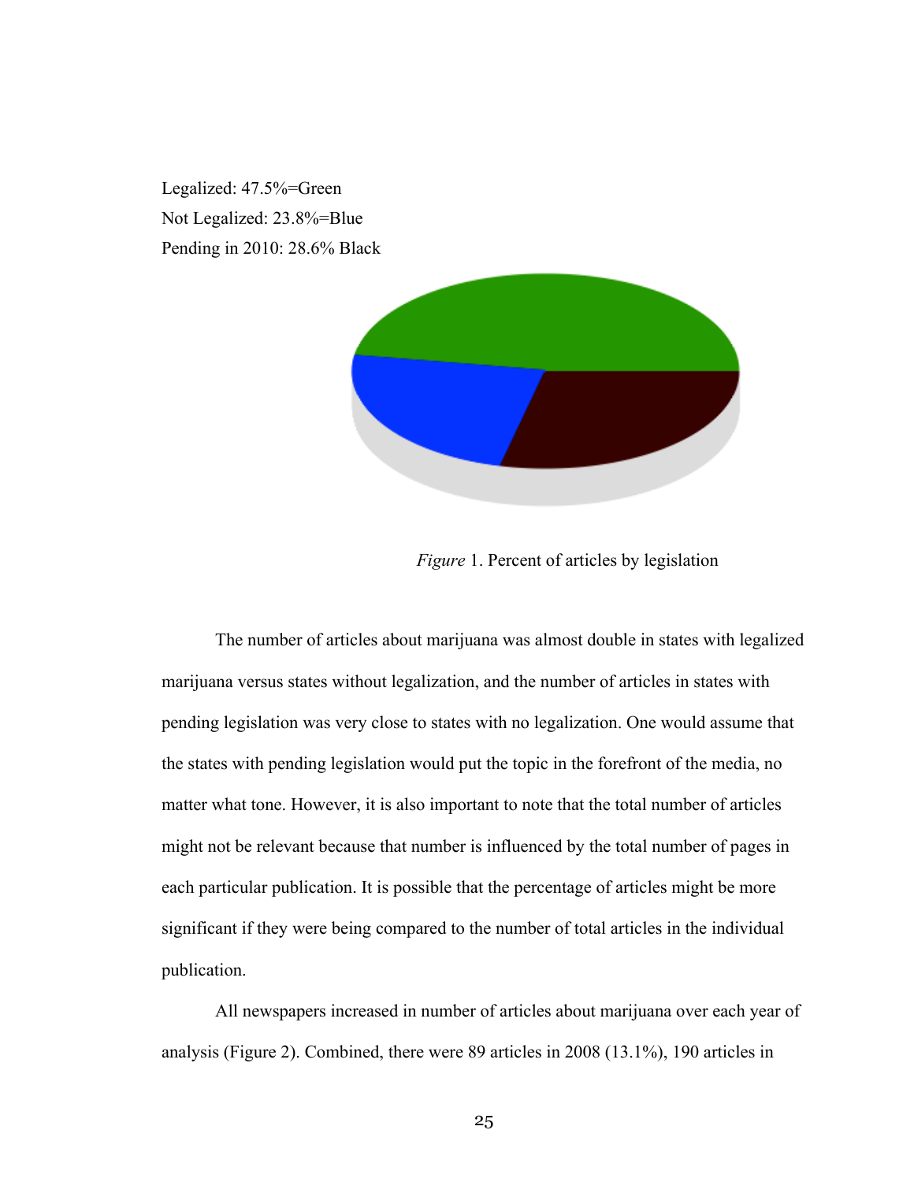Legalized: 47.5%=Green

Not Legalized: 23.8%=Blue

Pending in 2010: 28.6% Black

*Figure* 1. Percent of articles by legislation

The number of articles about marijuana was almost double in states with legalized marijuana versus states without legalization, and the number of articles in states with pending legislation was very close to states with no legalization. One would assume that the states with pending legislation would put the topic in the forefront of the media, no matter what tone. However, it is also important to note that the total number of articles might not be relevant because that number is influenced by the total number of pages in each particular publication. It is possible that the percentage of articles might be more significant if they were being compared to the number of total articles in the individual publication.

All newspapers increased in number of articles about marijuana over each year of analysis (Figure 2). Combined, there were 89 articles in 2008 (13.1%), 190 articles in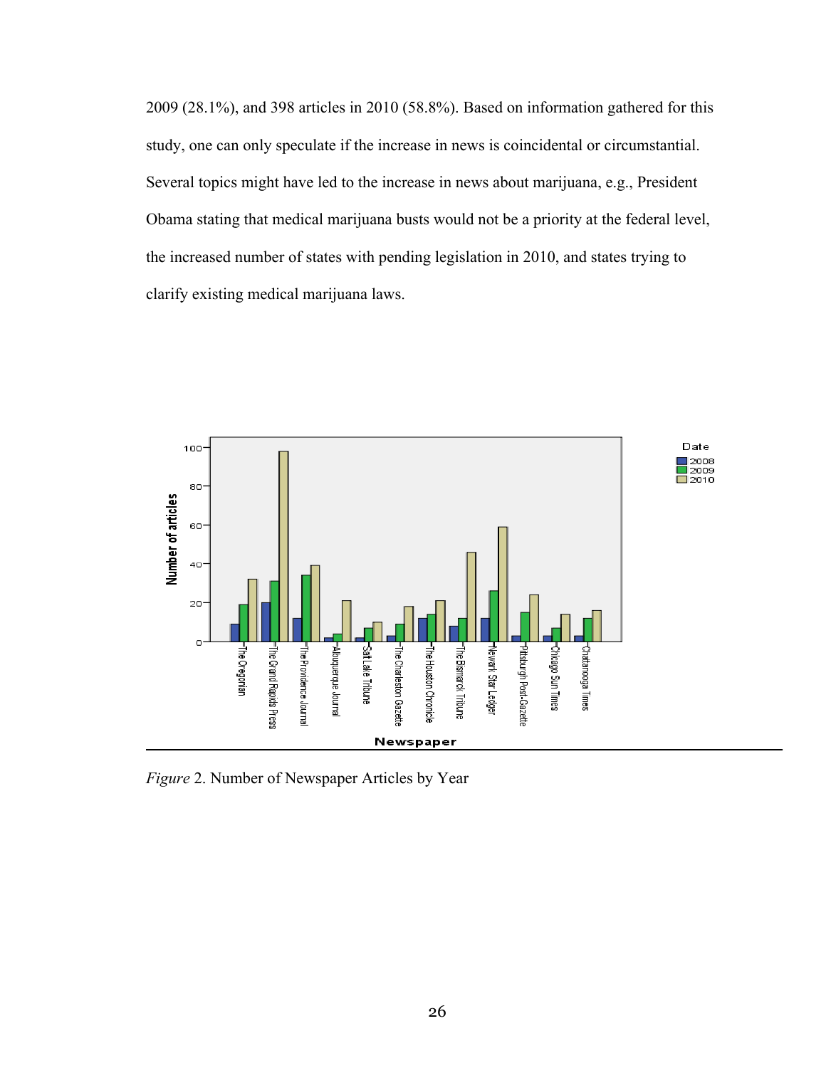2009 (28.1%), and 398 articles in 2010 (58.8%). Based on information gathered for this study, one can only speculate if the increase in news is coincidental or circumstantial. Several topics might have led to the increase in news about marijuana, e.g., President Obama stating that medical marijuana busts would not be a priority at the federal level, the increased number of states with pending legislation in 2010, and states trying to clarify existing medical marijuana laws.

*Figure* 2. Number of Newspaper Articles by Year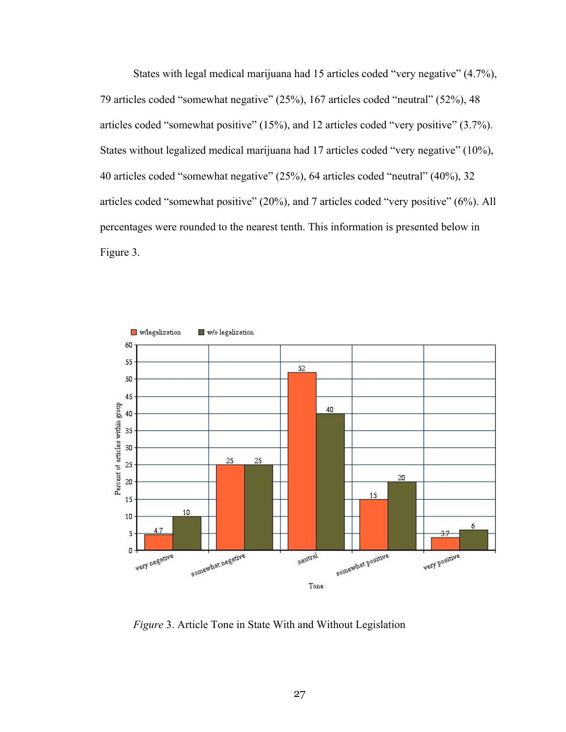States with legal medical marijuana had 15 articles coded "very negative" (4.7%), 79 articles coded "somewhat negative" (25%), 167 articles coded "neutral" (52%), 48 articles coded "somewhat positive" (15%), and 12 articles coded "very positive" (3.7%). States without legalized medical marijuana had 17 articles coded "very negative" (10%), 40 articles coded "somewhat negative" (25%), 64 articles coded "neutral" (40%), 32 articles coded "somewhat positive" (20%), and 7 articles coded "very positive" (6%). All percentages were rounded to the nearest tenth. This information is presented below in Figure 3.

*Figure* 3. Article Tone in State With and Without Legislation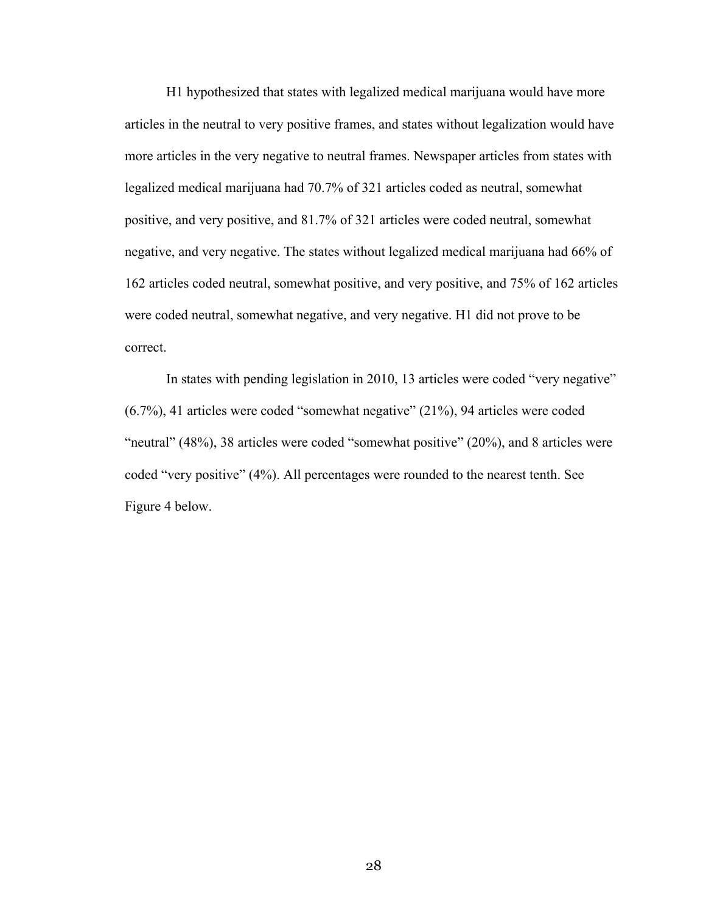H1 hypothesized that states with legalized medical marijuana would have more articles in the neutral to very positive frames, and states without legalization would have more articles in the very negative to neutral frames. Newspaper articles from states with legalized medical marijuana had 70.7% of 321 articles coded as neutral, somewhat positive, and very positive, and 81.7% of 321 articles were coded neutral, somewhat negative, and very negative. The states without legalized medical marijuana had 66% of 162 articles coded neutral, somewhat positive, and very positive, and 75% of 162 articles were coded neutral, somewhat negative, and very negative. H1 did not prove to be correct.

In states with pending legislation in 2010, 13 articles were coded "very negative" (6.7%), 41 articles were coded "somewhat negative" (21%), 94 articles were coded "neutral" (48%), 38 articles were coded "somewhat positive" (20%), and 8 articles were coded "very positive" (4%). All percentages were rounded to the nearest tenth. See Figure 4 below.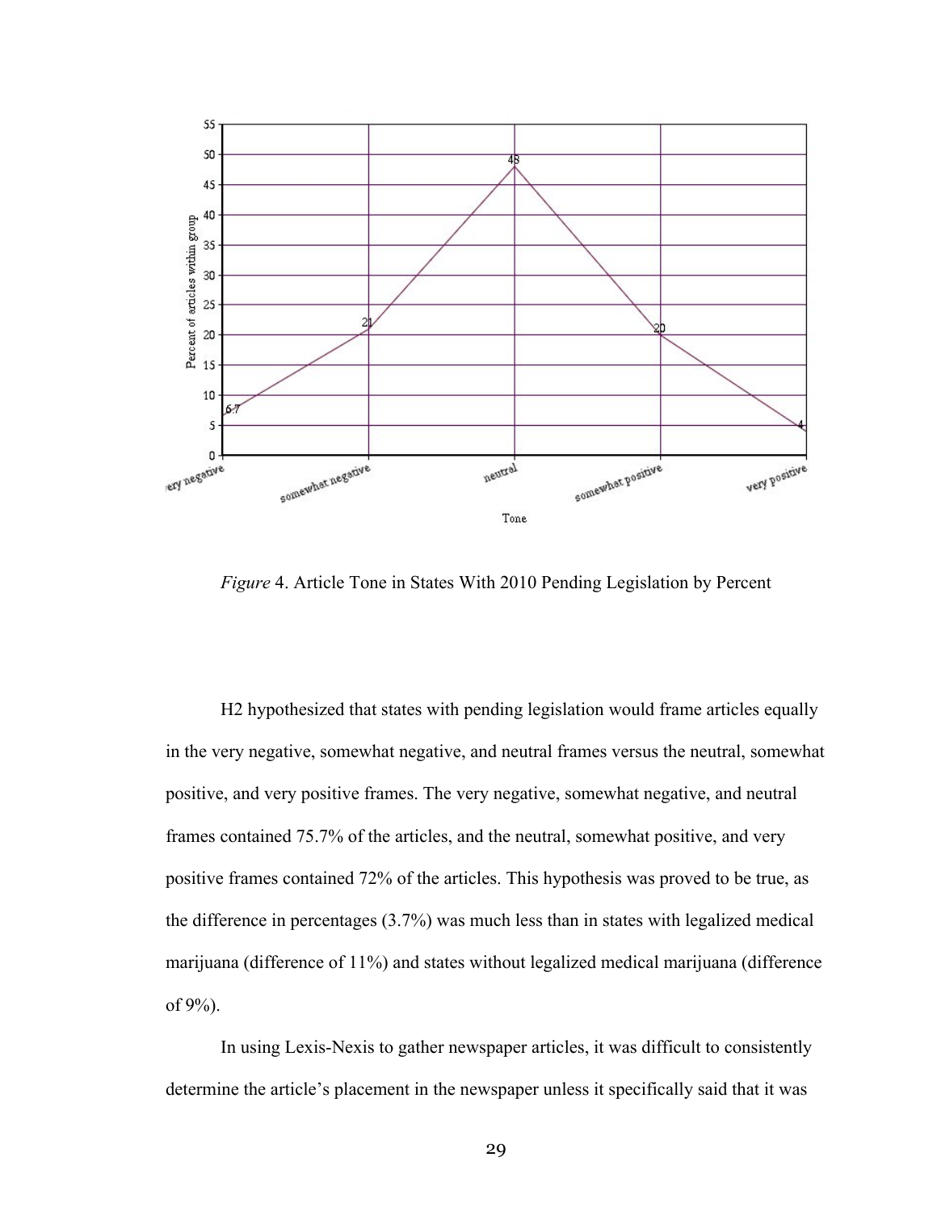*Figure* 4. Article Tone in States With 2010 Pending Legislation by Percent

H2 hypothesized that states with pending legislation would frame articles equally in the very negative, somewhat negative, and neutral frames versus the neutral, somewhat positive, and very positive frames. The very negative, somewhat negative, and neutral frames contained 75.7% of the articles, and the neutral, somewhat positive, and very positive frames contained 72% of the articles. This hypothesis was proved to be true, as the difference in percentages (3.7%) was much less than in states with legalized medical marijuana (difference of 11%) and states without legalized medical marijuana (difference of 9%).

In using Lexis-Nexis to gather newspaper articles, it was difficult to consistently determine the article's placement in the newspaper unless it specifically said that it was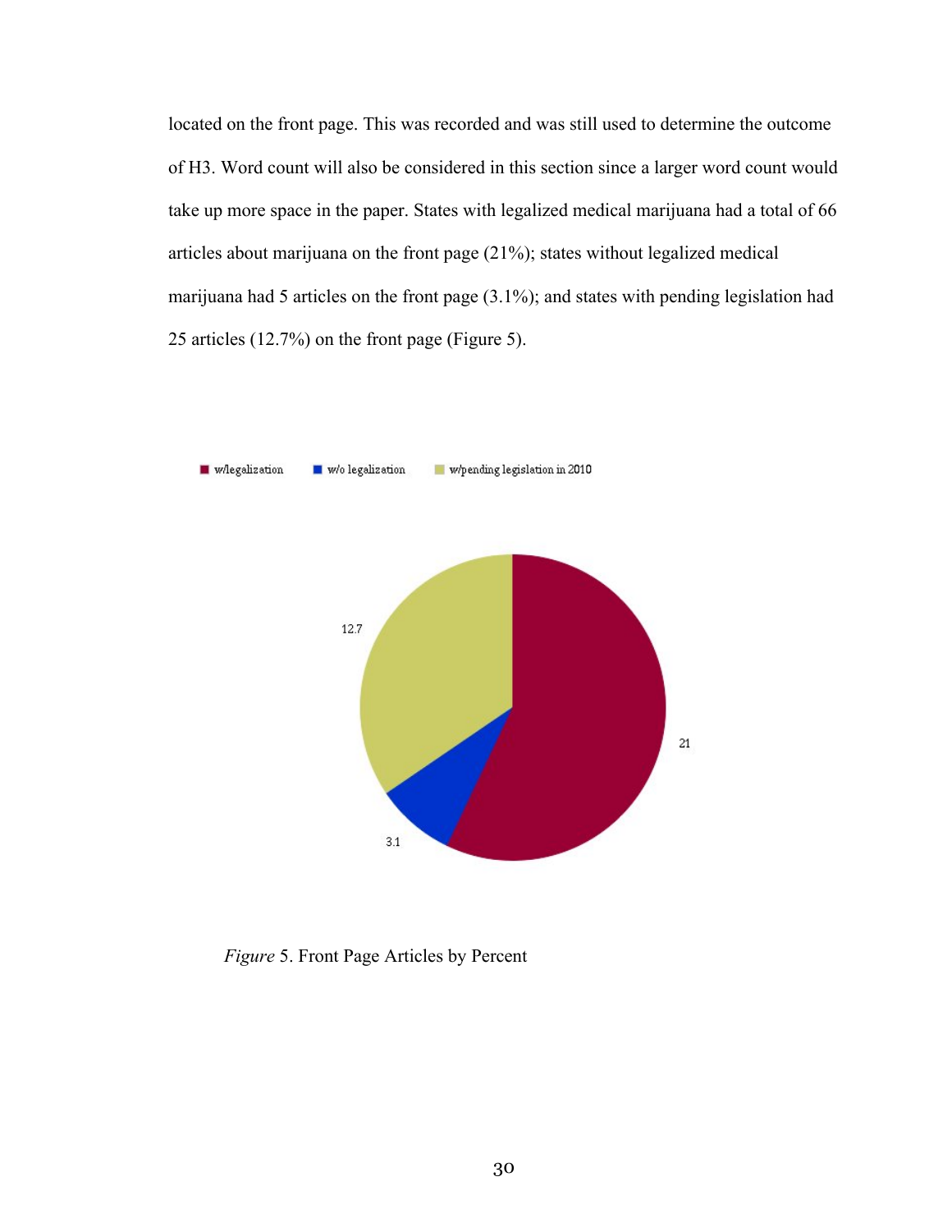located on the front page. This was recorded and was still used to determine the outcome of H3. Word count will also be considered in this section since a larger word count would take up more space in the paper. States with legalized medical marijuana had a total of 66 articles about marijuana on the front page (21%); states without legalized medical marijuana had 5 articles on the front page (3.1%); and states with pending legislation had 25 articles (12.7%) on the front page (Figure 5).

*Figure* 5. Front Page Articles by Percent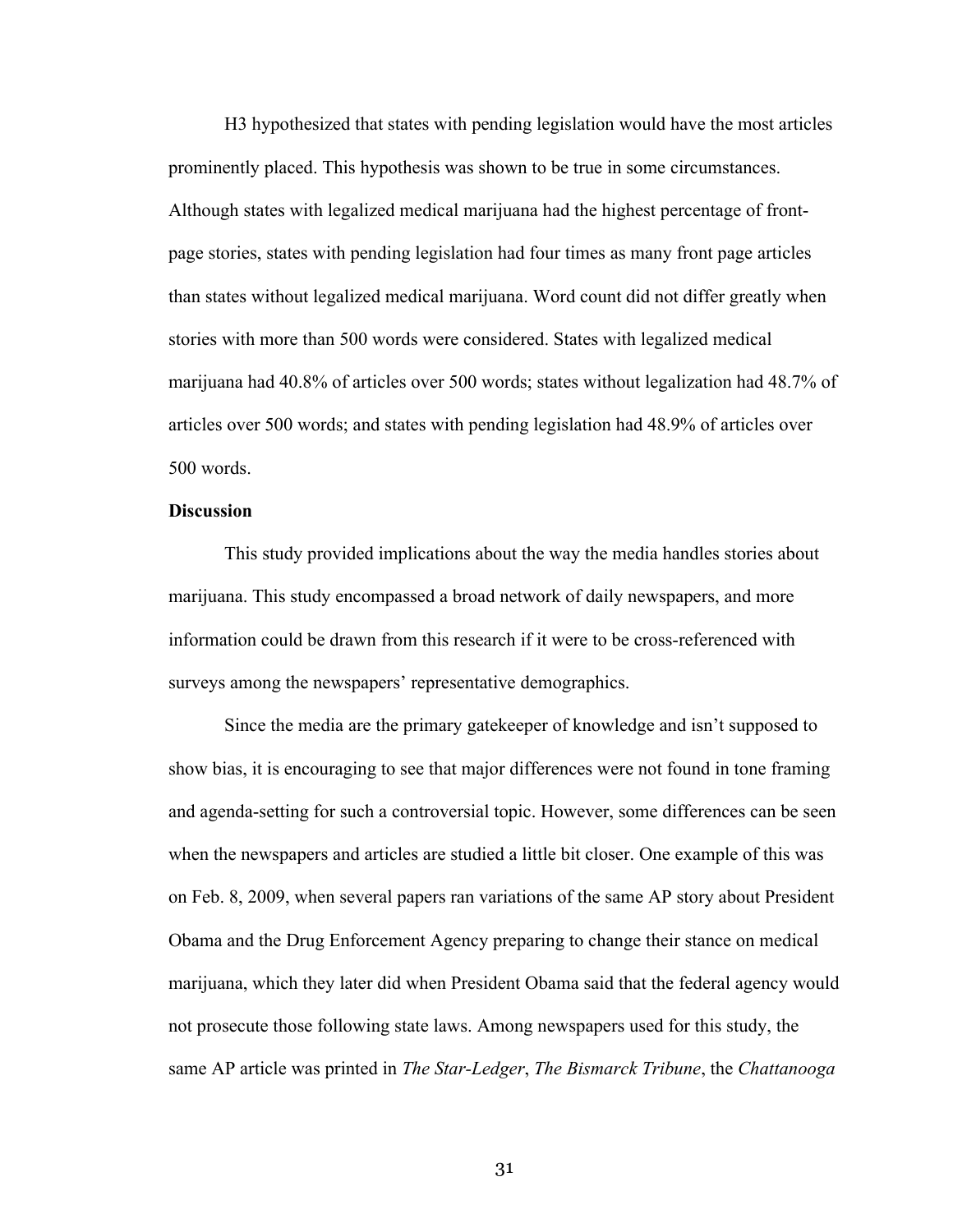H3 hypothesized that states with pending legislation would have the most articles prominently placed. This hypothesis was shown to be true in some circumstances. Although states with legalized medical marijuana had the highest percentage of front-page stories, states with pending legislation had four times as many front page articles than states without legalized medical marijuana. Word count did not differ greatly when stories with more than 500 words were considered. States with legalized medical marijuana had 40.8% of articles over 500 words; states without legalization had 48.7% of articles over 500 words; and states with pending legislation had 48.9% of articles over 500 words.

**Discussion**

This study provided implications about the way the media handles stories about marijuana. This study encompassed a broad network of daily newspapers, and more information could be drawn from this research if it were to be cross-referenced with surveys among the newspapers' representative demographics.

Since the media are the primary gatekeeper of knowledge and isn't supposed to show bias, it is encouraging to see that major differences were not found in tone framing and agenda-setting for such a controversial topic. However, some differences can be seen when the newspapers and articles are studied a little bit closer. One example of this was on Feb. 8, 2009, when several papers ran variations of the same AP story about President Obama and the Drug Enforcement Agency preparing to change their stance on medical marijuana, which they later did when President Obama said that the federal agency would not prosecute those following state laws. Among newspapers used for this study, the same AP article was printed in *The Star-Ledger*, *The Bismarck Tribune*, the *Chattanooga*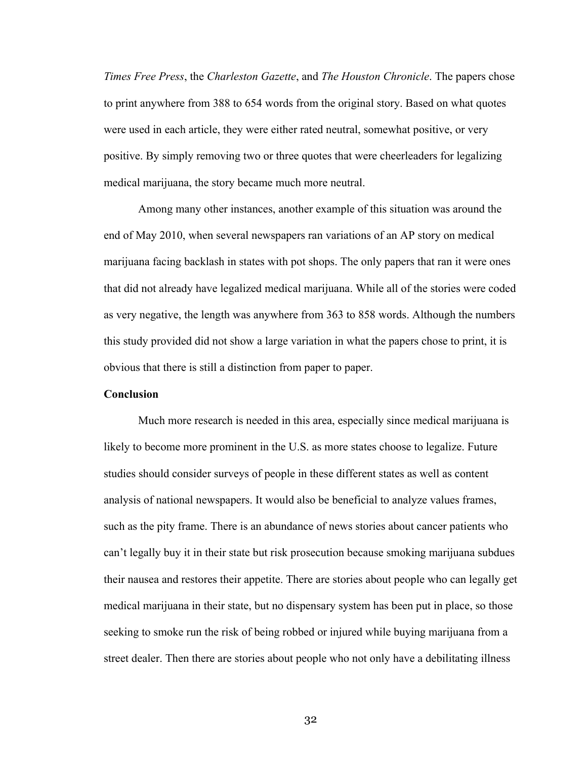*Times Free Press*, the *Charleston Gazette*, and *The Houston Chronicle*. The papers chose to print anywhere from 388 to 654 words from the original story. Based on what quotes were used in each article, they were either rated neutral, somewhat positive, or very positive. By simply removing two or three quotes that were cheerleaders for legalizing medical marijuana, the story became much more neutral.

Among many other instances, another example of this situation was around the end of May 2010, when several newspapers ran variations of an AP story on medical marijuana facing backlash in states with pot shops. The only papers that ran it were ones that did not already have legalized medical marijuana. While all of the stories were coded as very negative, the length was anywhere from 363 to 858 words. Although the numbers this study provided did not show a large variation in what the papers chose to print, it is obvious that there is still a distinction from paper to paper.

**Conclusion**

Much more research is needed in this area, especially since medical marijuana is likely to become more prominent in the U.S. as more states choose to legalize. Future studies should consider surveys of people in these different states as well as content analysis of national newspapers. It would also be beneficial to analyze values frames, such as the pity frame. There is an abundance of news stories about cancer patients who can't legally buy it in their state but risk prosecution because smoking marijuana subdues their nausea and restores their appetite. There are stories about people who can legally get medical marijuana in their state, but no dispensary system has been put in place, so those seeking to smoke run the risk of being robbed or injured while buying marijuana from a street dealer. Then there are stories about people who not only have a debilitating illness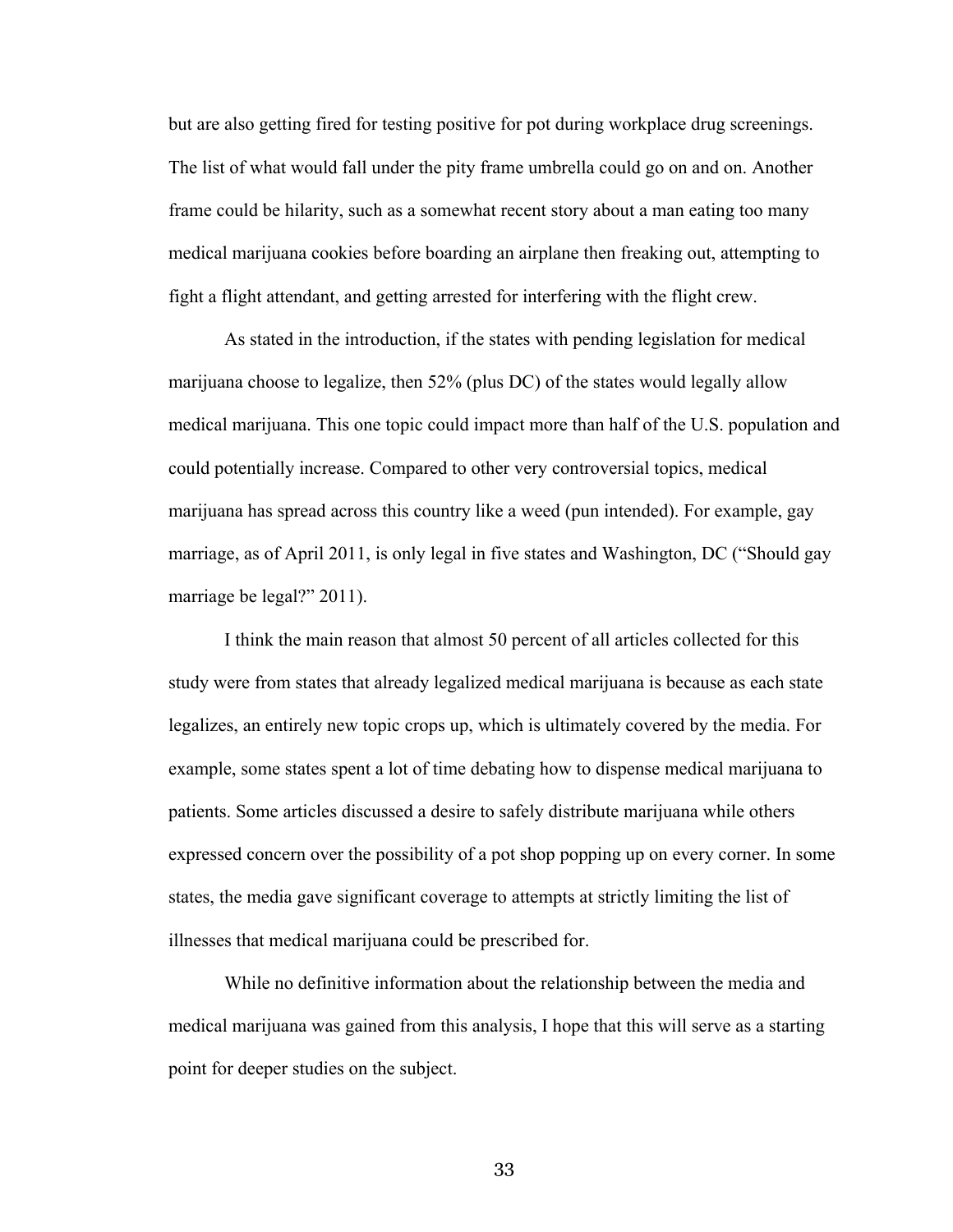but are also getting fired for testing positive for pot during workplace drug screenings. The list of what would fall under the pity frame umbrella could go on and on. Another frame could be hilarity, such as a somewhat recent story about a man eating too many medical marijuana cookies before boarding an airplane then freaking out, attempting to fight a flight attendant, and getting arrested for interfering with the flight crew.

As stated in the introduction, if the states with pending legislation for medical marijuana choose to legalize, then 52% (plus DC) of the states would legally allow medical marijuana. This one topic could impact more than half of the U.S. population and could potentially increase. Compared to other very controversial topics, medical marijuana has spread across this country like a weed (pun intended). For example, gay marriage, as of April 2011, is only legal in five states and Washington, DC ("Should gay marriage be legal?" 2011).

I think the main reason that almost 50 percent of all articles collected for this study were from states that already legalized medical marijuana is because as each state legalizes, an entirely new topic crops up, which is ultimately covered by the media. For example, some states spent a lot of time debating how to dispense medical marijuana to patients. Some articles discussed a desire to safely distribute marijuana while others expressed concern over the possibility of a pot shop popping up on every corner. In some states, the media gave significant coverage to attempts at strictly limiting the list of illnesses that medical marijuana could be prescribed for.

While no definitive information about the relationship between the media and medical marijuana was gained from this analysis, I hope that this will serve as a starting point for deeper studies on the subject.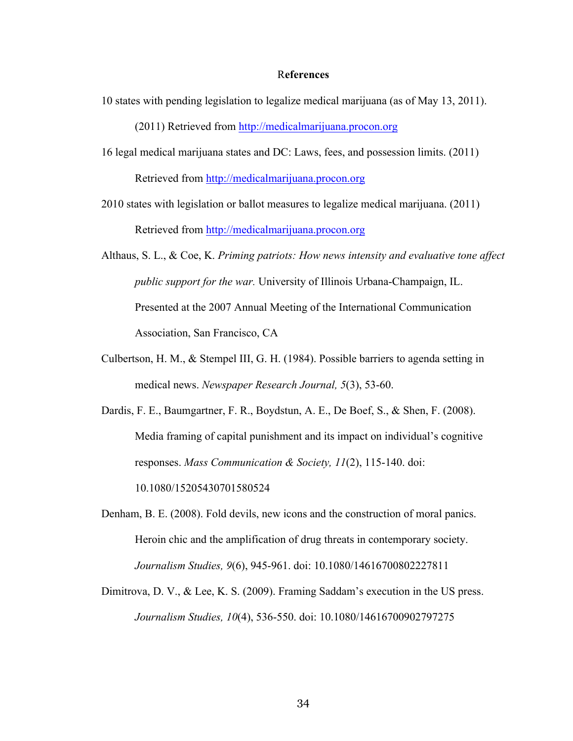# References

10 states with pending legislation to legalize medical marijuana (as of May 13, 2011). (2011) Retrieved from http://medicalmarijuana.procon.org

16 legal medical marijuana states and DC: Laws, fees, and possession limits. (2011) Retrieved from http://medicalmarijuana.procon.org

2010 states with legislation or ballot measures to legalize medical marijuana. (2011) Retrieved from http://medicalmarijuana.procon.org

Althaus, S. L., & Coe, K. *Priming patriots: How news intensity and evaluative tone affect public support for the war.* University of Illinois Urbana-Champaign, IL. Presented at the 2007 Annual Meeting of the International Communication Association, San Francisco, CA

Culbertson, H. M., & Stempel III, G. H. (1984). Possible barriers to agenda setting in medical news. *Newspaper Research Journal, 5*(3), 53-60.

Dardis, F. E., Baumgartner, F. R., Boydstun, A. E., De Boef, S., & Shen, F. (2008). Media framing of capital punishment and its impact on individual's cognitive responses. *Mass Communication & Society, 11*(2), 115-140. doi: 10.1080/15205430701580524

Denham, B. E. (2008). Fold devils, new icons and the construction of moral panics. Heroin chic and the amplification of drug threats in contemporary society. *Journalism Studies, 9*(6), 945-961. doi: 10.1080/14616700802227811

Dimitrova, D. V., & Lee, K. S. (2009). Framing Saddam's execution in the US press. *Journalism Studies, 10*(4), 536-550. doi: 10.1080/14616700902797275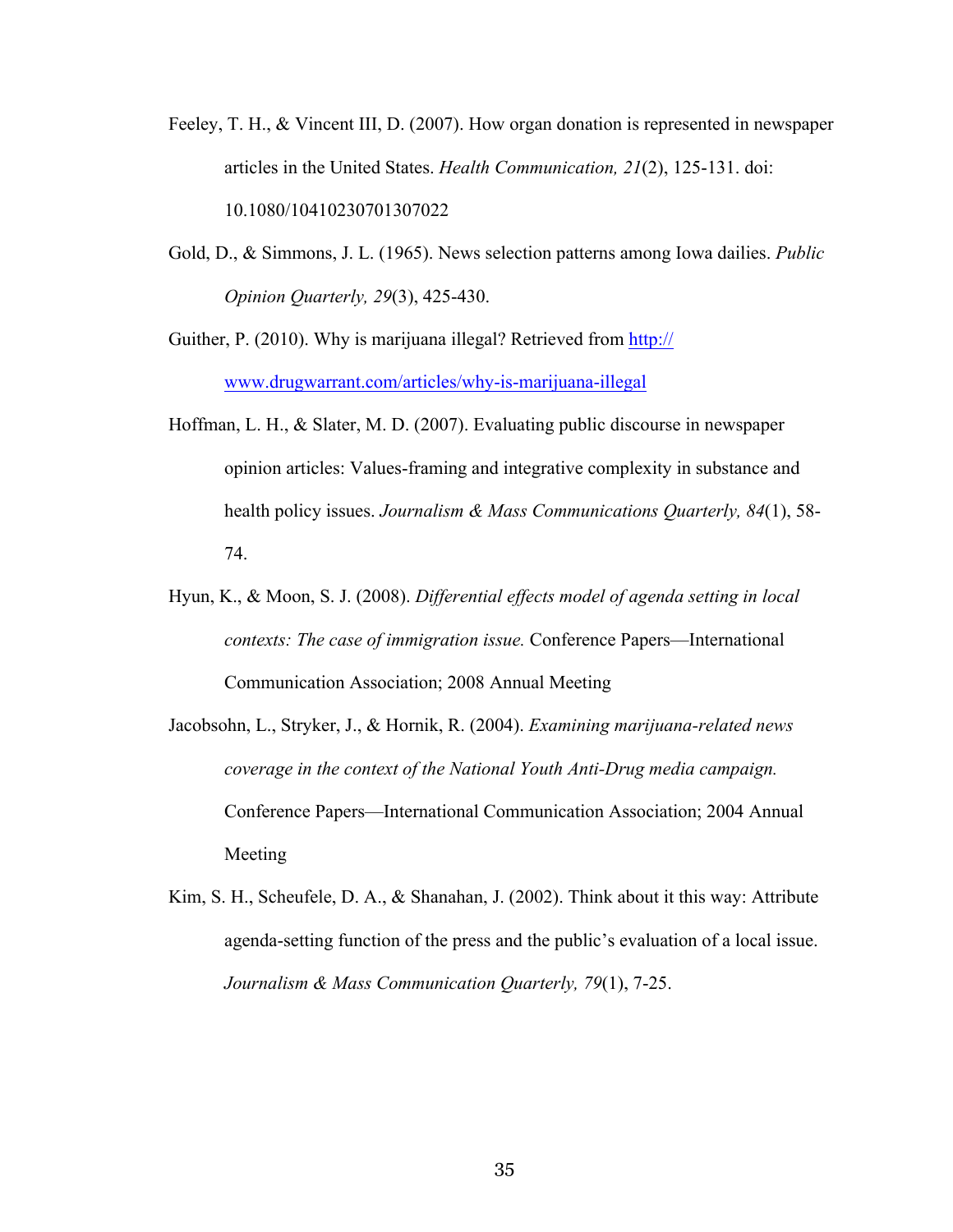Feeley, T. H., & Vincent III, D. (2007). How organ donation is represented in newspaper articles in the United States. *Health Communication, 21*(2), 125-131. doi: 10.1080/10410230701307022

Gold, D., & Simmons, J. L. (1965). News selection patterns among Iowa dailies. *Public Opinion Quarterly, 29*(3), 425-430.

Guither, P. (2010). Why is marijuana illegal? Retrieved from [http://www.drugwarrant.com/articles/why-is-marijuana-illegal](http://www.drugwarrant.com/articles/why-is-marijuana-illegal)

Hoffman, L. H., & Slater, M. D. (2007). Evaluating public discourse in newspaper opinion articles: Values-framing and integrative complexity in substance and health policy issues. *Journalism & Mass Communications Quarterly, 84*(1), 58-74.

Hyun, K., & Moon, S. J. (2008). *Differential effects model of agenda setting in local contexts: The case of immigration issue.* Conference Papers—International Communication Association; 2008 Annual Meeting

Jacobsohn, L., Stryker, J., & Hornik, R. (2004). *Examining marijuana-related news coverage in the context of the National Youth Anti-Drug media campaign.* Conference Papers—International Communication Association; 2004 Annual Meeting

Kim, S. H., Scheufele, D. A., & Shanahan, J. (2002). Think about it this way: Attribute agenda-setting function of the press and the public's evaluation of a local issue. *Journalism & Mass Communication Quarterly, 79*(1), 7-25.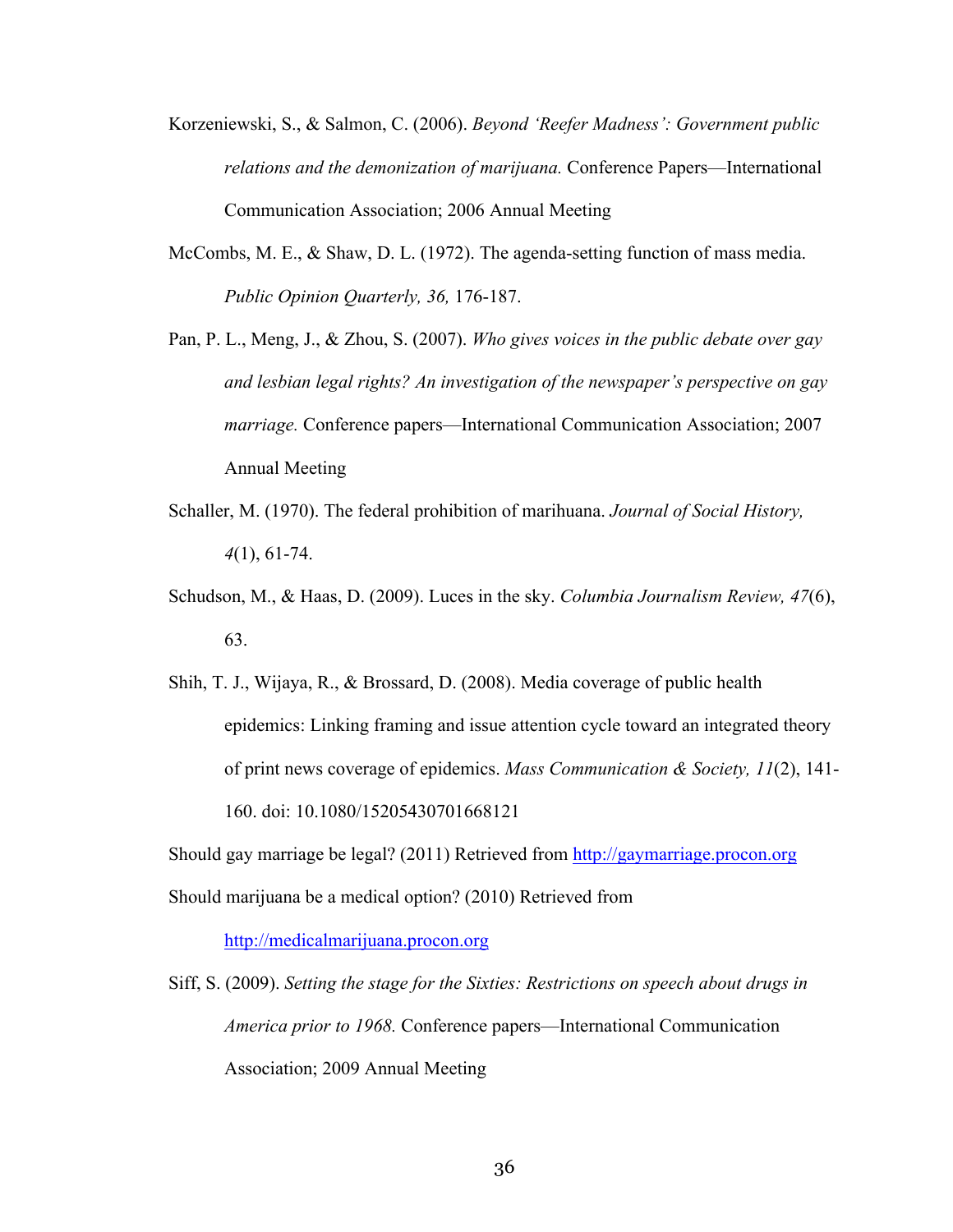Korzeniewski, S., & Salmon, C. (2006). *Beyond 'Reefer Madness': Government public relations and the demonization of marijuana.* Conference Papers—International Communication Association; 2006 Annual Meeting

McCombs, M. E., & Shaw, D. L. (1972). The agenda-setting function of mass media. *Public Opinion Quarterly, 36,* 176-187.

Pan, P. L., Meng, J., & Zhou, S. (2007). *Who gives voices in the public debate over gay and lesbian legal rights? An investigation of the newspaper's perspective on gay marriage.* Conference papers—International Communication Association; 2007 Annual Meeting

Schaller, M. (1970). The federal prohibition of marihuana. *Journal of Social History, 4*(1), 61-74.

Schudson, M., & Haas, D. (2009). Luces in the sky. *Columbia Journalism Review, 47*(6), 63.

Shih, T. J., Wijaya, R., & Brossard, D. (2008). Media coverage of public health epidemics: Linking framing and issue attention cycle toward an integrated theory of print news coverage of epidemics. *Mass Communication & Society, 11*(2), 141-160. doi: 10.1080/15205430701668121

Should gay marriage be legal? (2011) Retrieved from http://gaymarriage.procon.org

Should marijuana be a medical option? (2010) Retrieved from http://medicalmarijuana.procon.org

Siff, S. (2009). *Setting the stage for the Sixties: Restrictions on speech about drugs in America prior to 1968.* Conference papers—International Communication Association; 2009 Annual Meeting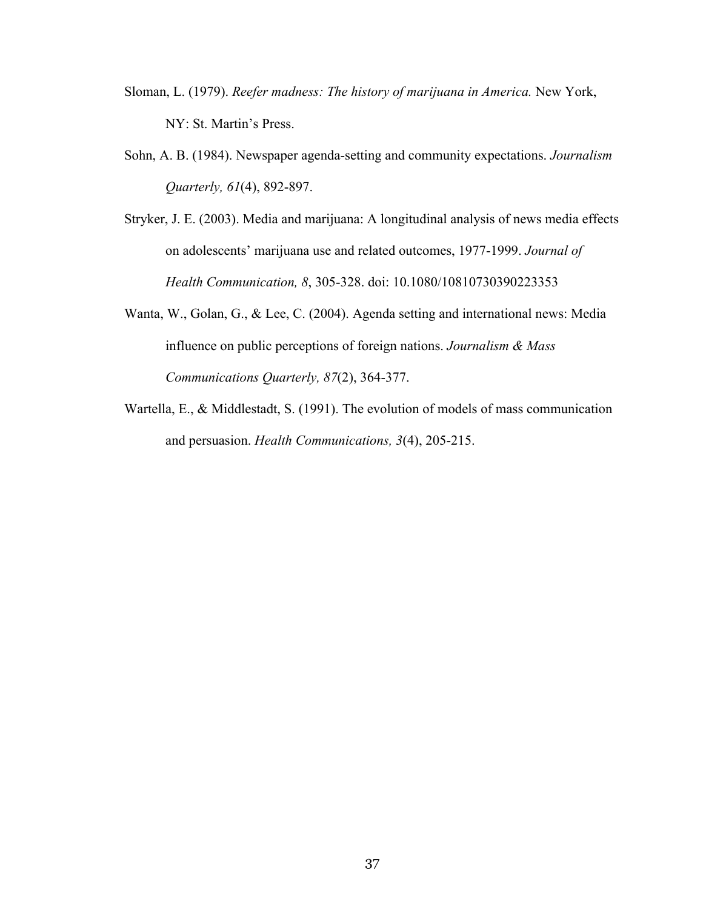Sloman, L. (1979). *Reefer madness: The history of marijuana in America.* New York, NY: St. Martin's Press.

Sohn, A. B. (1984). Newspaper agenda-setting and community expectations. *Journalism Quarterly, 61*(4), 892-897.

Stryker, J. E. (2003). Media and marijuana: A longitudinal analysis of news media effects on adolescents' marijuana use and related outcomes, 1977-1999. *Journal of Health Communication, 8*, 305-328. doi: 10.1080/10810730390223353

Wanta, W., Golan, G., & Lee, C. (2004). Agenda setting and international news: Media influence on public perceptions of foreign nations. *Journalism & Mass Communications Quarterly, 87*(2), 364-377.

Wartella, E., & Middlestadt, S. (1991). The evolution of models of mass communication and persuasion. *Health Communications, 3*(4), 205-215.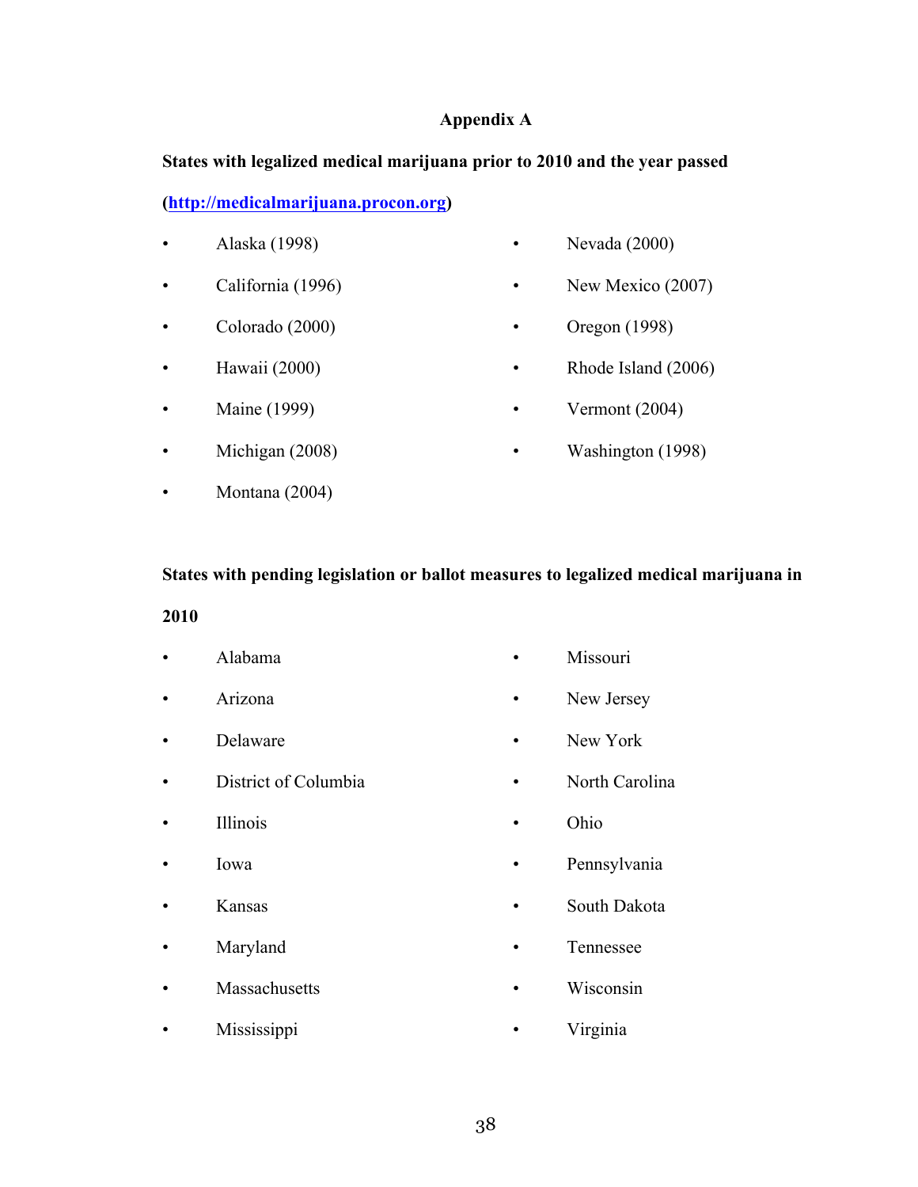## Appendix A

**States with legalized medical marijuana prior to 2010 and the year passed**

**([http://medicalmarijuana.procon.org](http://medicalmarijuana.procon.org))**

- Alaska (1998)
- California (1996)
- Colorado (2000)
- Hawaii (2000)
- Maine (1999)
- Michigan (2008)
- Montana (2004)
- Nevada (2000)
- New Mexico (2007)
- Oregon (1998)
- Rhode Island (2006)
- Vermont (2004)
- Washington (1998)

**States with pending legislation or ballot measures to legalized medical marijuana in 2010**

- Alabama
- Arizona
- Delaware
- District of Columbia
- Illinois
- Iowa
- Kansas
- Maryland
- Massachusetts
- Mississippi
- Missouri
- New Jersey
- New York
- North Carolina
- Ohio
- Pennsylvania
- South Dakota
- Tennessee
- Wisconsin
- Virginia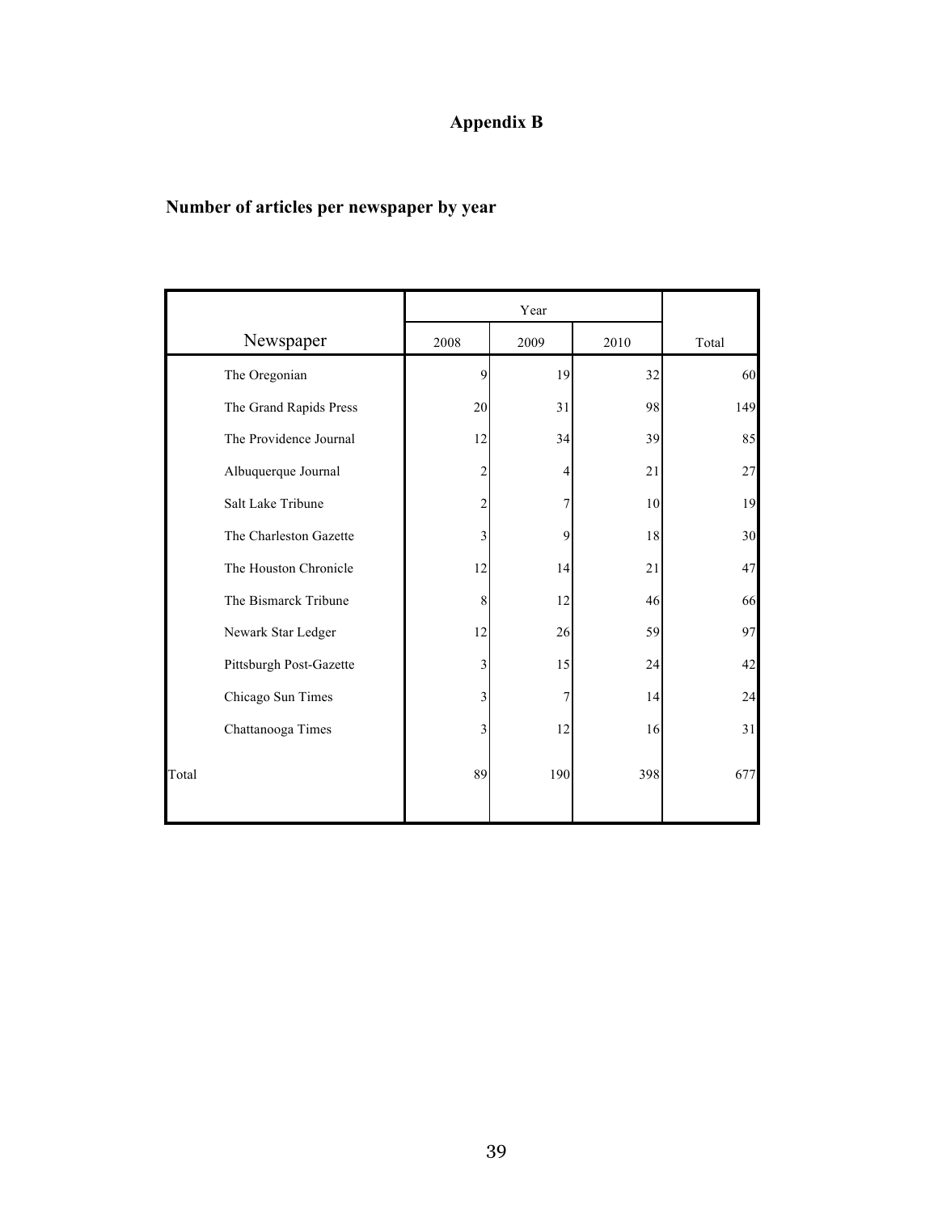# Appendix B

## Number of articles per newspaper by year

| Newspaper | Year | | | Total |
|---|---|---|---|---|
| | 2008 | 2009 | 2010 | |
| The Oregonian | 9 | 19 | 32 | 60 |
| The Grand Rapids Press | 20 | 31 | 98 | 149 |
| The Providence Journal | 12 | 34 | 39 | 85 |
| Albuquerque Journal | 2 | 4 | 21 | 27 |
| Salt Lake Tribune | 2 | 7 | 10 | 19 |
| The Charleston Gazette | 3 | 9 | 18 | 30 |
| The Houston Chronicle | 12 | 14 | 21 | 47 |
| The Bismarck Tribune | 8 | 12 | 46 | 66 |
| Newark Star Ledger | 12 | 26 | 59 | 97 |
| Pittsburgh Post-Gazette | 3 | 15 | 24 | 42 |
| Chicago Sun Times | 3 | 7 | 14 | 24 |
| Chattanooga Times | 3 | 12 | 16 | 31 |
| Total | 89 | 190 | 398 | 677 |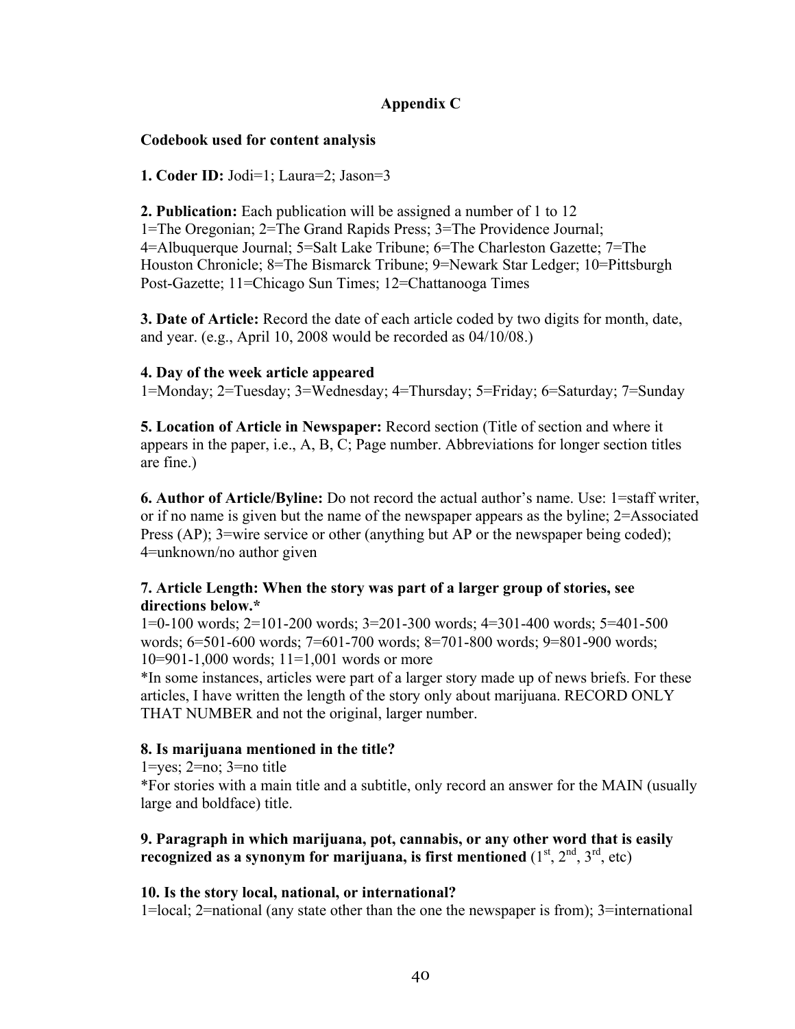# Appendix C

**Codebook used for content analysis**

**1. Coder ID:** Jodi=1; Laura=2; Jason=3

**2. Publication:** Each publication will be assigned a number of 1 to 12
1=The Oregonian; 2=The Grand Rapids Press; 3=The Providence Journal; 4=Albuquerque Journal; 5=Salt Lake Tribune; 6=The Charleston Gazette; 7=The Houston Chronicle; 8=The Bismarck Tribune; 9=Newark Star Ledger; 10=Pittsburgh Post-Gazette; 11=Chicago Sun Times; 12=Chattanooga Times

**3. Date of Article:** Record the date of each article coded by two digits for month, date, and year. (e.g., April 10, 2008 would be recorded as 04/10/08.)

**4. Day of the week article appeared**
1=Monday; 2=Tuesday; 3=Wednesday; 4=Thursday; 5=Friday; 6=Saturday; 7=Sunday

**5. Location of Article in Newspaper:** Record section (Title of section and where it appears in the paper, i.e., A, B, C; Page number. Abbreviations for longer section titles are fine.)

**6. Author of Article/Byline:** Do not record the actual author's name. Use: 1=staff writer, or if no name is given but the name of the newspaper appears as the byline; 2=Associated Press (AP); 3=wire service or other (anything but AP or the newspaper being coded); 4=unknown/no author given

**7. Article Length: When the story was part of a larger group of stories, see directions below.***
1=0-100 words; 2=101-200 words; 3=201-300 words; 4=301-400 words; 5=401-500 words; 6=501-600 words; 7=601-700 words; 8=701-800 words; 9=801-900 words; 10=901-1,000 words; 11=1,001 words or more
*In some instances, articles were part of a larger story made up of news briefs. For these articles, I have written the length of the story only about marijuana. RECORD ONLY THAT NUMBER and not the original, larger number.

**8. Is marijuana mentioned in the title?**
1=yes; 2=no; 3=no title
*For stories with a main title and a subtitle, only record an answer for the MAIN (usually large and boldface) title.

**9. Paragraph in which marijuana, pot, cannabis, or any other word that is easily recognized as a synonym for marijuana, is first mentioned** (1st, 2nd, 3rd, etc)

**10. Is the story local, national, or international?**
1=local; 2=national (any state other than the one the newspaper is from); 3=international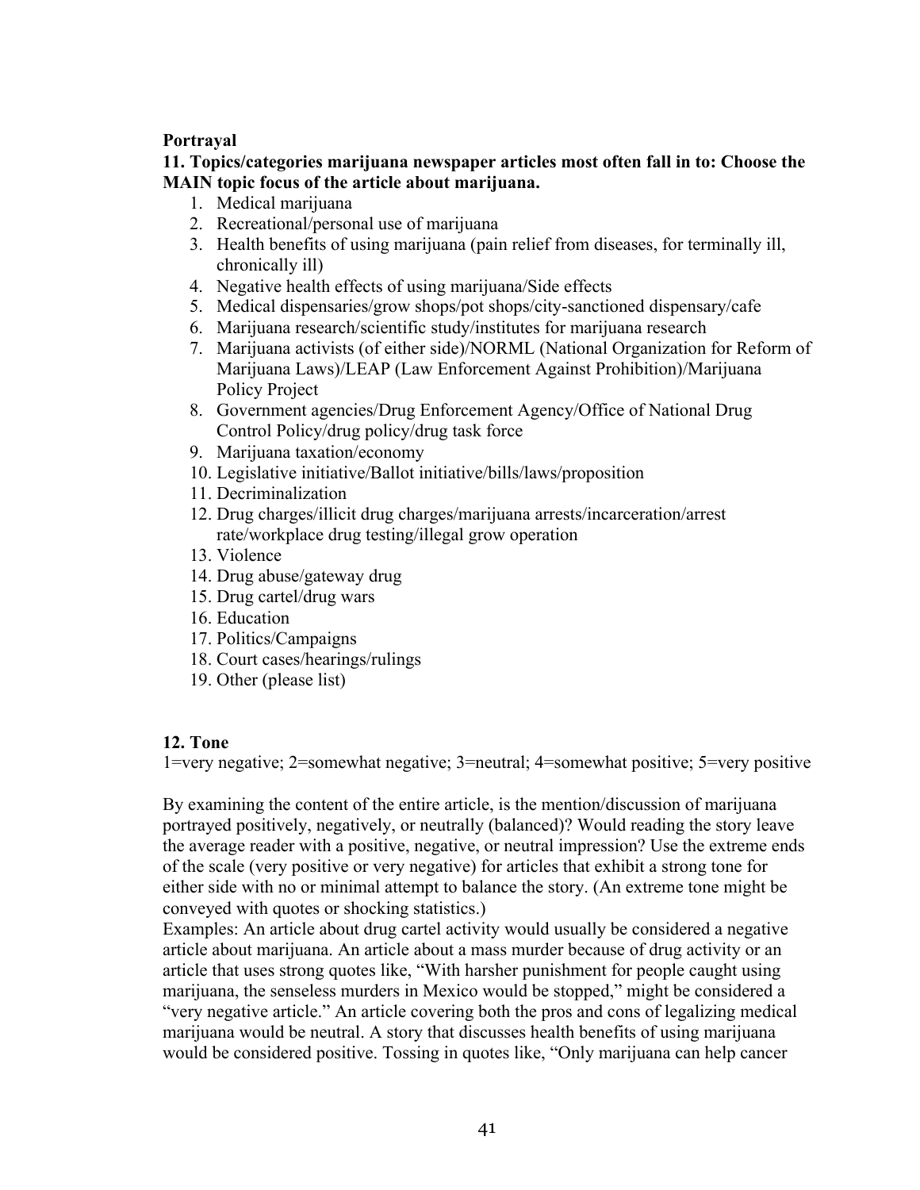**Portrayal**

**11. Topics/categories marijuana newspaper articles most often fall in to: Choose the MAIN topic focus of the article about marijuana.**

1. Medical marijuana
2. Recreational/personal use of marijuana
3. Health benefits of using marijuana (pain relief from diseases, for terminally ill, chronically ill)
4. Negative health effects of using marijuana/Side effects
5. Medical dispensaries/grow shops/pot shops/city-sanctioned dispensary/cafe
6. Marijuana research/scientific study/institutes for marijuana research
7. Marijuana activists (of either side)/NORML (National Organization for Reform of Marijuana Laws)/LEAP (Law Enforcement Against Prohibition)/Marijuana Policy Project
8. Government agencies/Drug Enforcement Agency/Office of National Drug Control Policy/drug policy/drug task force
9. Marijuana taxation/economy
10. Legislative initiative/Ballot initiative/bills/laws/proposition
11. Decriminalization
12. Drug charges/illicit drug charges/marijuana arrests/incarceration/arrest rate/workplace drug testing/illegal grow operation
13. Violence
14. Drug abuse/gateway drug
15. Drug cartel/drug wars
16. Education
17. Politics/Campaigns
18. Court cases/hearings/rulings
19. Other (please list)

**12. Tone**

1=very negative; 2=somewhat negative; 3=neutral; 4=somewhat positive; 5=very positive

By examining the content of the entire article, is the mention/discussion of marijuana portrayed positively, negatively, or neutrally (balanced)? Would reading the story leave the average reader with a positive, negative, or neutral impression? Use the extreme ends of the scale (very positive or very negative) for articles that exhibit a strong tone for either side with no or minimal attempt to balance the story. (An extreme tone might be conveyed with quotes or shocking statistics.)

Examples: An article about drug cartel activity would usually be considered a negative article about marijuana. An article about a mass murder because of drug activity or an article that uses strong quotes like, "With harsher punishment for people caught using marijuana, the senseless murders in Mexico would be stopped," might be considered a "very negative article." An article covering both the pros and cons of legalizing medical marijuana would be neutral. A story that discusses health benefits of using marijuana would be considered positive. Tossing in quotes like, "Only marijuana can help cancer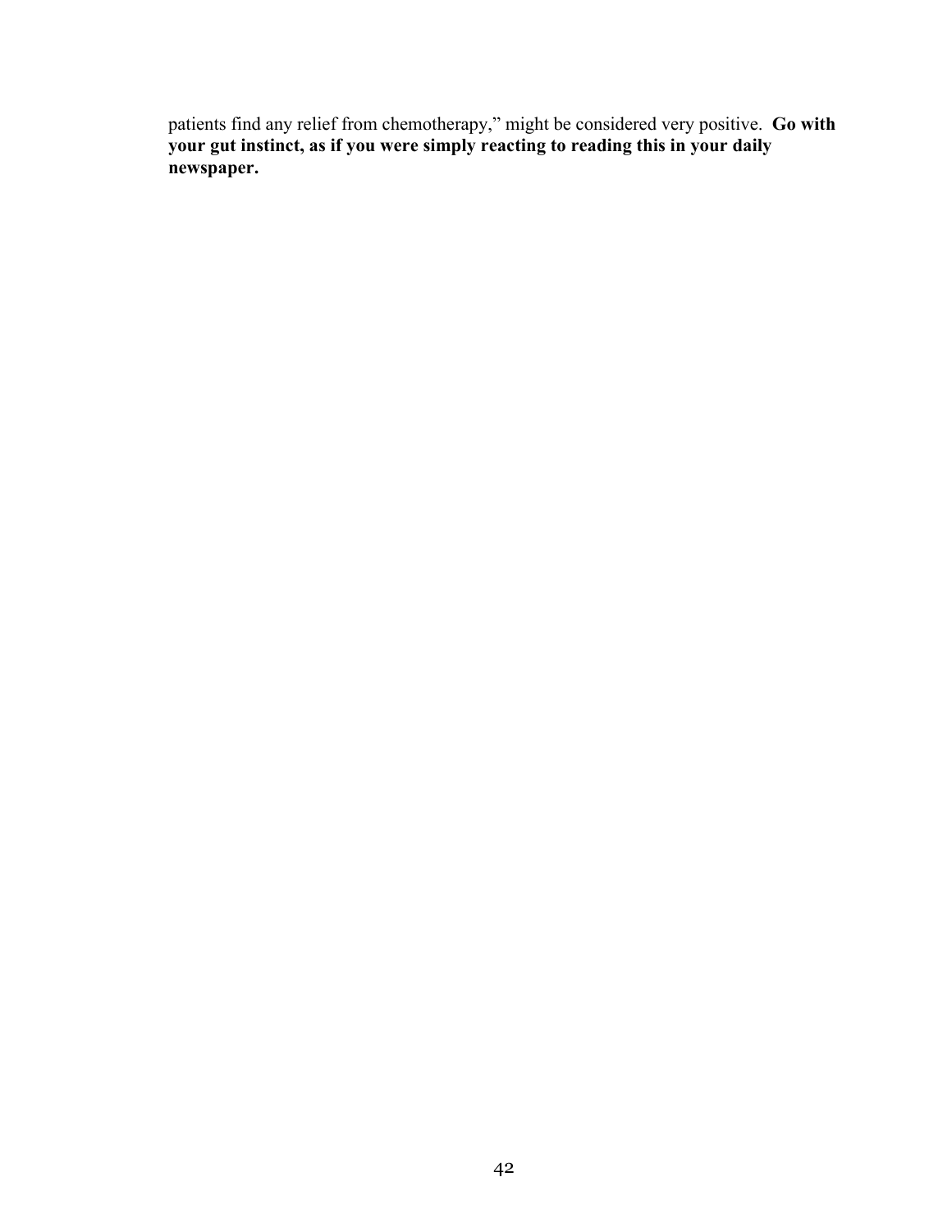patients find any relief from chemotherapy," might be considered very positive. **Go with your gut instinct, as if you were simply reacting to reading this in your daily newspaper.**